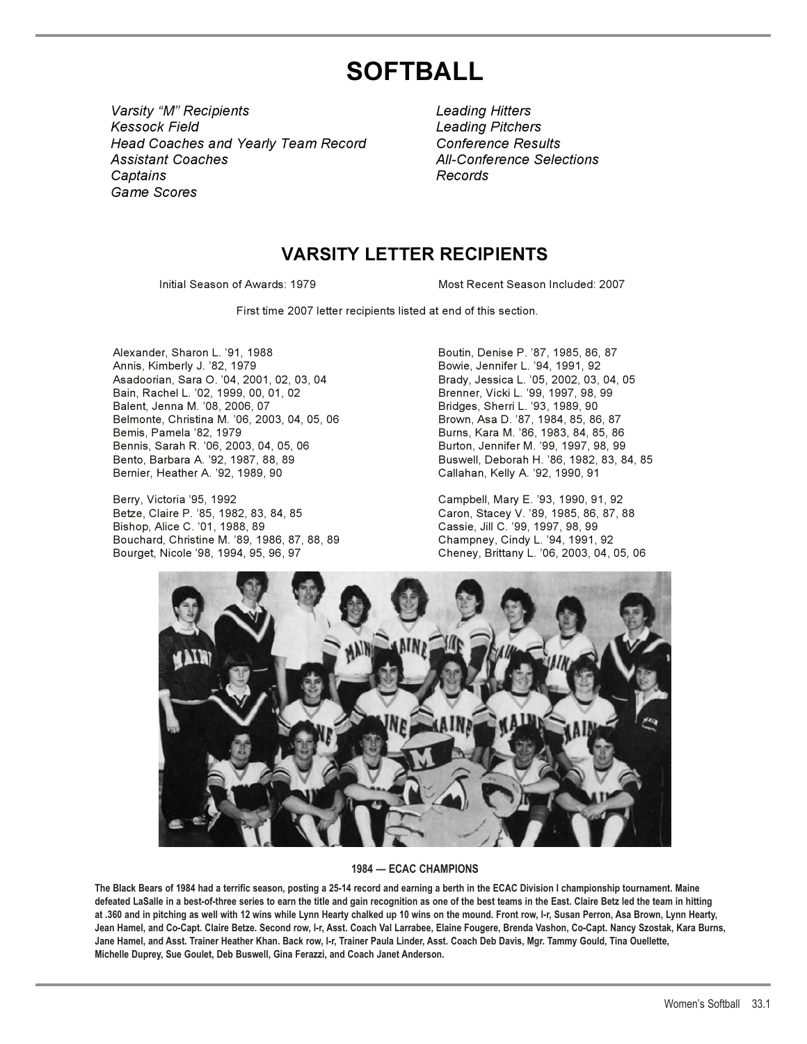# SOFTBALL

*Varsity "M" Recipients*
*Kessock Field*
*Head Coaches and Yearly Team Record*
*Assistant Coaches*
*Captains*
*Game Scores*
*Leading Hitters*
*Leading Pitchers*
*Conference Results*
*All-Conference Selections*
*Records*

## VARSITY LETTER RECIPIENTS

Initial Season of Awards: 1979 Most Recent Season Included: 2007

First time 2007 letter recipients listed at end of this section.

Alexander, Sharon L. '91, 1988
Annis, Kimberly J. '82, 1979
Asadoorian, Sara O. '04, 2001, 02, 03, 04
Bain, Rachel L. '02, 1999, 00, 01, 02
Balent, Jenna M. '08, 2006, 07
Belmonte, Christina M. '06, 2003, 04, 05, 06
Bemis, Pamela '82, 1979
Bennis, Sarah R. '06, 2003, 04, 05, 06
Bento, Barbara A. '92, 1987, 88, 89
Bernier, Heather A. '92, 1989, 90

Berry, Victoria '95, 1992
Betze, Claire P. '85, 1982, 83, 84, 85
Bishop, Alice C. '01, 1988, 89
Bouchard, Christine M. '89, 1986, 87, 88, 89
Bourget, Nicole '98, 1994, 95, 96, 97

Boutin, Denise P. '87, 1985, 86, 87
Bowie, Jennifer L. '94, 1991, 92
Brady, Jessica L. '05, 2002, 03, 04, 05
Brenner, Vicki L. '99, 1997, 98, 99
Bridges, Sherri L. '93, 1989, 90
Brown, Asa D. '87, 1984, 85, 86, 87
Burns, Kara M. '86, 1983, 84, 85, 86
Burton, Jennifer M. '99, 1997, 98, 99
Buswell, Deborah H. '86, 1982, 83, 84, 85
Callahan, Kelly A. '92, 1990, 91

Campbell, Mary E. '93, 1990, 91, 92
Caron, Stacey V. '89, 1985, 86, 87, 88
Cassie, Jill C. '99, 1997, 98, 99
Champney, Cindy L. '94, 1991, 92
Cheney, Brittany L. '06, 2003, 04, 05, 06

**1984 — ECAC CHAMPIONS**

**The Black Bears of 1984 had a terrific season, posting a 25-14 record and earning a berth in the ECAC Division I championship tournament. Maine defeated LaSalle in a best-of-three series to earn the title and gain recognition as one of the best teams in the East. Claire Betz led the team in hitting at .360 and in pitching as well with 12 wins while Lynn Hearty chalked up 10 wins on the mound. Front row, l-r, Susan Perron, Asa Brown, Lynn Hearty, Jean Hamel, and Co-Capt. Claire Betze. Second row, l-r, Asst. Coach Val Larrabee, Elaine Fougere, Brenda Vashon, Co-Capt. Nancy Szostak, Kara Burns, Jane Hamel, and Asst. Trainer Heather Khan. Back row, l-r, Trainer Paula Linder, Asst. Coach Deb Davis, Mgr. Tammy Gould, Tina Ouellette, Michelle Duprey, Sue Goulet, Deb Buswell, Gina Ferazzi, and Coach Janet Anderson.**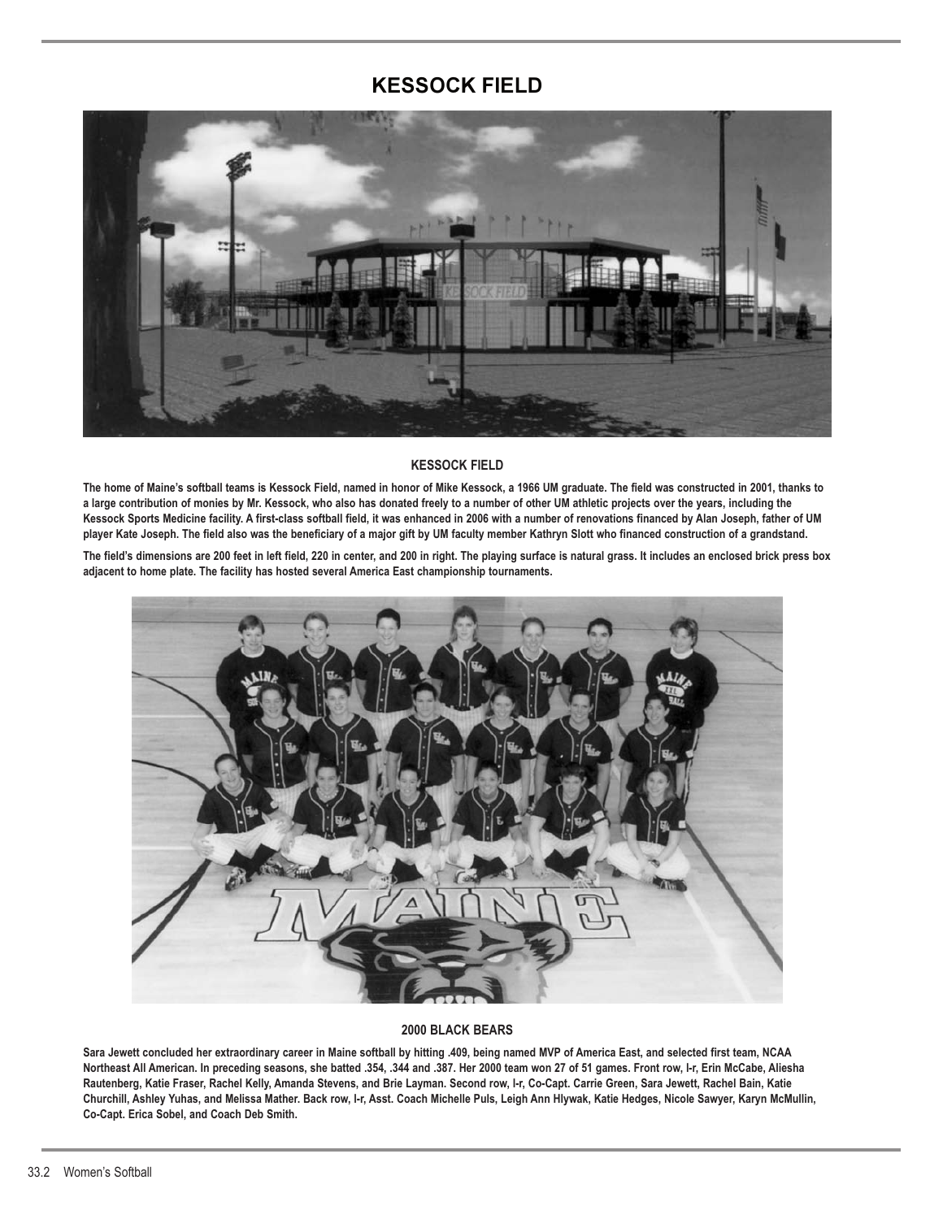# KESSOCK FIELD

**KESSOCK FIELD**

**The home of Maine's softball teams is Kessock Field, named in honor of Mike Kessock, a 1966 UM graduate. The field was constructed in 2001, thanks to a large contribution of monies by Mr. Kessock, who also has donated freely to a number of other UM athletic projects over the years, including the Kessock Sports Medicine facility. A first-class softball field, it was enhanced in 2006 with a number of renovations financed by Alan Joseph, father of UM player Kate Joseph. The field also was the beneficiary of a major gift by UM faculty member Kathryn Slott who financed construction of a grandstand.**

**The field's dimensions are 200 feet in left field, 220 in center, and 200 in right. The playing surface is natural grass. It includes an enclosed brick press box adjacent to home plate. The facility has hosted several America East championship tournaments.**

**2000 BLACK BEARS**

**Sara Jewett concluded her extraordinary career in Maine softball by hitting .409, being named MVP of America East, and selected first team, NCAA Northeast All American. In preceding seasons, she batted .354, .344 and .387. Her 2000 team won 27 of 51 games. Front row, l-r, Erin McCabe, Aliesha Rautenberg, Katie Fraser, Rachel Kelly, Amanda Stevens, and Brie Layman. Second row, l-r, Co-Capt. Carrie Green, Sara Jewett, Rachel Bain, Katie Churchill, Ashley Yuhas, and Melissa Mather. Back row, l-r, Asst. Coach Michelle Puls, Leigh Ann Hlywak, Katie Hedges, Nicole Sawyer, Karyn McMullin, Co-Capt. Erica Sobel, and Coach Deb Smith.**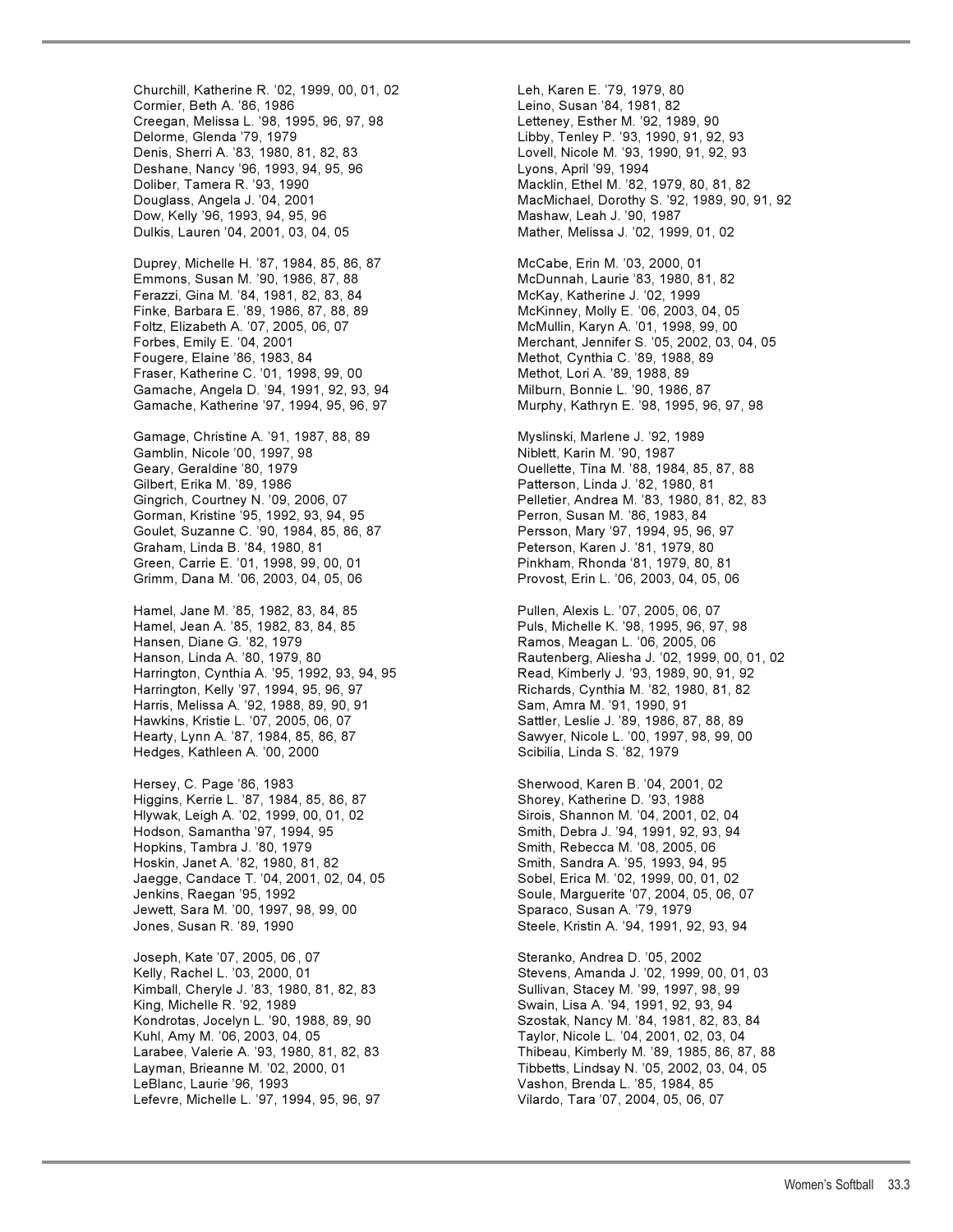Churchill, Katherine R. ’02, 1999, 00, 01, 02
Cormier, Beth A. ’86, 1986
Creegan, Melissa L. ’98, 1995, 96, 97, 98
Delorme, Glenda ’79, 1979
Denis, Sherri A. ’83, 1980, 81, 82, 83
Deshane, Nancy ’96, 1993, 94, 95, 96
Doliber, Tamera R. ’93, 1990
Douglass, Angela J. ’04, 2001
Dow, Kelly ’96, 1993, 94, 95, 96
Dulkis, Lauren ’04, 2001, 03, 04, 05

Duprey, Michelle H. ’87, 1984, 85, 86, 87
Emmons, Susan M. ’90, 1986, 87, 88
Ferazzi, Gina M. ’84, 1981, 82, 83, 84
Finke, Barbara E. ’89, 1986, 87, 88, 89
Foltz, Elizabeth A. ’07, 2005, 06, 07
Forbes, Emily E. ’04, 2001
Fougere, Elaine ’86, 1983, 84
Fraser, Katherine C. ’01, 1998, 99, 00
Gamache, Angela D. ’94, 1991, 92, 93, 94
Gamache, Katherine ’97, 1994, 95, 96, 97

Gamage, Christine A. ’91, 1987, 88, 89
Gamblin, Nicole ’00, 1997, 98
Geary, Geraldine ’80, 1979
Gilbert, Erika M. ’89, 1986
Gingrich, Courtney N. ’09, 2006, 07
Gorman, Kristine ’95, 1992, 93, 94, 95
Goulet, Suzanne C. ’90, 1984, 85, 86, 87
Graham, Linda B. ’84, 1980, 81
Green, Carrie E. ’01, 1998, 99, 00, 01
Grimm, Dana M. ’06, 2003, 04, 05, 06

Hamel, Jane M. ’85, 1982, 83, 84, 85
Hamel, Jean A. ’85, 1982, 83, 84, 85
Hansen, Diane G. ’82, 1979
Hanson, Linda A. ’80, 1979, 80
Harrington, Cynthia A. ’95, 1992, 93, 94, 95
Harrington, Kelly ’97, 1994, 95, 96, 97
Harris, Melissa A. ’92, 1988, 89, 90, 91
Hawkins, Kristie L. ’07, 2005, 06, 07
Hearty, Lynn A. ’87, 1984, 85, 86, 87
Hedges, Kathleen A. ’00, 2000

Hersey, C. Page ’86, 1983
Higgins, Kerrie L. ’87, 1984, 85, 86, 87
Hlywak, Leigh A. ’02, 1999, 00, 01, 02
Hodson, Samantha ’97, 1994, 95
Hopkins, Tambra J. ’80, 1979
Hoskin, Janet A. ’82, 1980, 81, 82
Jaegge, Candace T. ’04, 2001, 02, 04, 05
Jenkins, Raegan ’95, 1992
Jewett, Sara M. ’00, 1997, 98, 99, 00
Jones, Susan R. ’89, 1990

Joseph, Kate ’07, 2005, 06 , 07
Kelly, Rachel L. ’03, 2000, 01
Kimball, Cheryle J. ’83, 1980, 81, 82, 83
King, Michelle R. ’92, 1989
Kondrotas, Jocelyn L. ’90, 1988, 89, 90
Kuhl, Amy M. ’06, 2003, 04, 05
Larabee, Valerie A. ’93, 1980, 81, 82, 83
Layman, Brieanne M. ’02, 2000, 01
LeBlanc, Laurie ’96, 1993
Lefevre, Michelle L. ’97, 1994, 95, 96, 97

Leh, Karen E. ’79, 1979, 80
Leino, Susan ’84, 1981, 82
Letteney, Esther M. ’92, 1989, 90
Libby, Tenley P. ’93, 1990, 91, 92, 93
Lovell, Nicole M. ’93, 1990, 91, 92, 93
Lyons, April ’99, 1994
Macklin, Ethel M. ’82, 1979, 80, 81, 82
MacMichael, Dorothy S. ’92, 1989, 90, 91, 92
Mashaw, Leah J. ’90, 1987
Mather, Melissa J. ’02, 1999, 01, 02

McCabe, Erin M. ’03, 2000, 01
McDunnah, Laurie ’83, 1980, 81, 82
McKay, Katherine J. ’02, 1999
McKinney, Molly E. ’06, 2003, 04, 05
McMullin, Karyn A. ’01, 1998, 99, 00
Merchant, Jennifer S. ’05, 2002, 03, 04, 05
Methot, Cynthia C. ’89, 1988, 89
Methot, Lori A. ’89, 1988, 89
Milburn, Bonnie L. ’90, 1986, 87
Murphy, Kathryn E. ’98, 1995, 96, 97, 98

Myslinski, Marlene J. ’92, 1989
Niblett, Karin M. ’90, 1987
Ouellette, Tina M. ’88, 1984, 85, 87, 88
Patterson, Linda J. ’82, 1980, 81
Pelletier, Andrea M. ’83, 1980, 81, 82, 83
Perron, Susan M. ’86, 1983, 84
Persson, Mary ’97, 1994, 95, 96, 97
Peterson, Karen J. ’81, 1979, 80
Pinkham, Rhonda ’81, 1979, 80, 81
Provost, Erin L. ’06, 2003, 04, 05, 06

Pullen, Alexis L. ’07, 2005, 06, 07
Puls, Michelle K. ’98, 1995, 96, 97, 98
Ramos, Meagan L. ’06, 2005, 06
Rautenberg, Aliesha J. ’02, 1999, 00, 01, 02
Read, Kimberly J. ’93, 1989, 90, 91, 92
Richards, Cynthia M. ’82, 1980, 81, 82
Sam, Amra M. ’91, 1990, 91
Sattler, Leslie J. ’89, 1986, 87, 88, 89
Sawyer, Nicole L. ’00, 1997, 98, 99, 00
Scibilia, Linda S. ’82, 1979

Sherwood, Karen B. ’04, 2001, 02
Shorey, Katherine D. ’93, 1988
Sirois, Shannon M. ’04, 2001, 02, 04
Smith, Debra J. ’94, 1991, 92, 93, 94
Smith, Rebecca M. ’08, 2005, 06
Smith, Sandra A. ’95, 1993, 94, 95
Sobel, Erica M. ’02, 1999, 00, 01, 02
Soule, Marguerite ’07, 2004, 05, 06, 07
Sparaco, Susan A. ’79, 1979
Steele, Kristin A. ’94, 1991, 92, 93, 94

Steranko, Andrea D. ’05, 2002
Stevens, Amanda J. ’02, 1999, 00, 01, 03
Sullivan, Stacey M. ’99, 1997, 98, 99
Swain, Lisa A. ’94, 1991, 92, 93, 94
Szostak, Nancy M. ’84, 1981, 82, 83, 84
Taylor, Nicole L. ’04, 2001, 02, 03, 04
Thibeau, Kimberly M. ’89, 1985, 86, 87, 88
Tibbetts, Lindsay N. ’05, 2002, 03, 04, 05
Vashon, Brenda L. ’85, 1984, 85
Vilardo, Tara ’07, 2004, 05, 06, 07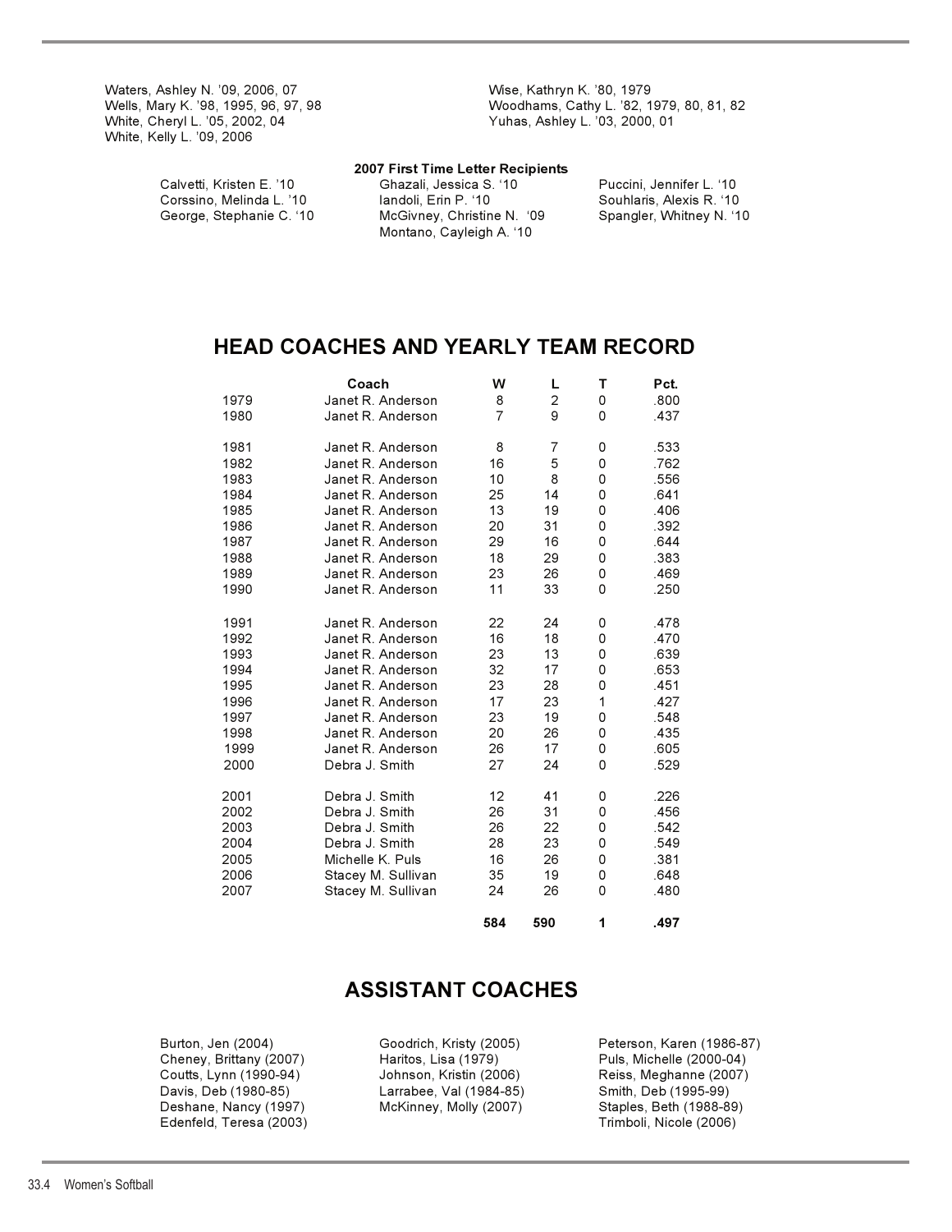Waters, Ashley N. '09, 2006, 07
Wells, Mary K. '98, 1995, 96, 97, 98
White, Cheryl L. '05, 2002, 04
White, Kelly L. '09, 2006
Wise, Kathryn K. '80, 1979
Woodhams, Cathy L. '82, 1979, 80, 81, 82
Yuhas, Ashley L. '03, 2000, 01

**2007 First Time Letter Recipients**

Calvetti, Kristen E. '10
Corssino, Melinda L. '10
George, Stephanie C. '10
Ghazali, Jessica S. '10
Iandoli, Erin P. '10
McGivney, Christine N. '09
Montano, Cayleigh A. '10
Puccini, Jennifer L. '10
Souhlaris, Alexis R. '10
Spangler, Whitney N. '10

## HEAD COACHES AND YEARLY TEAM RECORD

| | Coach | W | L | T | Pct. |
|---|---|---|---|---|---|
| 1979 | Janet R. Anderson | 8 | 2 | 0 | .800 |
| 1980 | Janet R. Anderson | 7 | 9 | 0 | .437 |
| 1981 | Janet R. Anderson | 8 | 7 | 0 | .533 |
| 1982 | Janet R. Anderson | 16 | 5 | 0 | .762 |
| 1983 | Janet R. Anderson | 10 | 8 | 0 | .556 |
| 1984 | Janet R. Anderson | 25 | 14 | 0 | .641 |
| 1985 | Janet R. Anderson | 13 | 19 | 0 | .406 |
| 1986 | Janet R. Anderson | 20 | 31 | 0 | .392 |
| 1987 | Janet R. Anderson | 29 | 16 | 0 | .644 |
| 1988 | Janet R. Anderson | 18 | 29 | 0 | .383 |
| 1989 | Janet R. Anderson | 23 | 26 | 0 | .469 |
| 1990 | Janet R. Anderson | 11 | 33 | 0 | .250 |
| 1991 | Janet R. Anderson | 22 | 24 | 0 | .478 |
| 1992 | Janet R. Anderson | 16 | 18 | 0 | .470 |
| 1993 | Janet R. Anderson | 23 | 13 | 0 | .639 |
| 1994 | Janet R. Anderson | 32 | 17 | 0 | .653 |
| 1995 | Janet R. Anderson | 23 | 28 | 0 | .451 |
| 1996 | Janet R. Anderson | 17 | 23 | 1 | .427 |
| 1997 | Janet R. Anderson | 23 | 19 | 0 | .548 |
| 1998 | Janet R. Anderson | 20 | 26 | 0 | .435 |
| 1999 | Janet R. Anderson | 26 | 17 | 0 | .605 |
| 2000 | Debra J. Smith | 27 | 24 | 0 | .529 |
| 2001 | Debra J. Smith | 12 | 41 | 0 | .226 |
| 2002 | Debra J. Smith | 26 | 31 | 0 | .456 |
| 2003 | Debra J. Smith | 26 | 22 | 0 | .542 |
| 2004 | Debra J. Smith | 28 | 23 | 0 | .549 |
| 2005 | Michelle K. Puls | 16 | 26 | 0 | .381 |
| 2006 | Stacey M. Sullivan | 35 | 19 | 0 | .648 |
| 2007 | Stacey M. Sullivan | 24 | 26 | 0 | .480 |
| | | **584** | **590** | **1** | **.497** |

## ASSISTANT COACHES

Burton, Jen (2004)
Cheney, Brittany (2007)
Coutts, Lynn (1990-94)
Davis, Deb (1980-85)
Deshane, Nancy (1997)
Edenfeld, Teresa (2003)
Goodrich, Kristy (2005)
Haritos, Lisa (1979)
Johnson, Kristin (2006)
Larrabee, Val (1984-85)
McKinney, Molly (2007)
Peterson, Karen (1986-87)
Puls, Michelle (2000-04)
Reiss, Meghanne (2007)
Smith, Deb (1995-99)
Staples, Beth (1988-89)
Trimboli, Nicole (2006)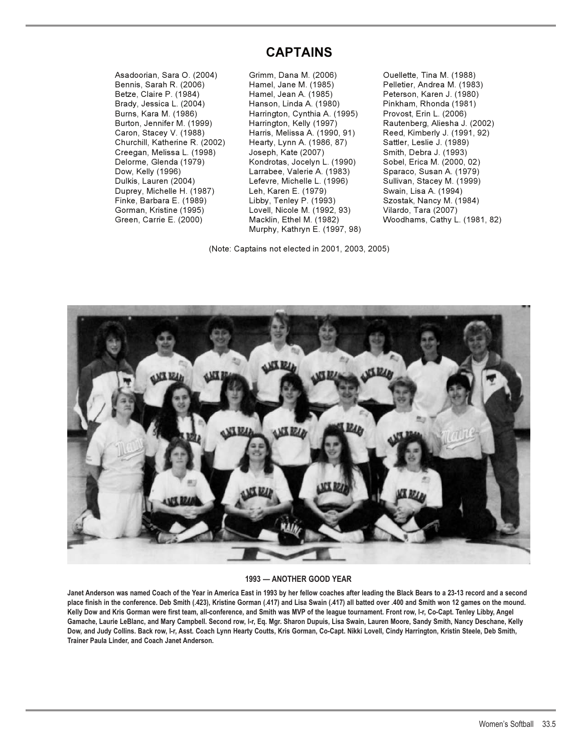# CAPTAINS

Asadoorian, Sara O. (2004)
Bennis, Sarah R. (2006)
Betze, Claire P. (1984)
Brady, Jessica L. (2004)
Burns, Kara M. (1986)
Burton, Jennifer M. (1999)
Caron, Stacey V. (1988)
Churchill, Katherine R. (2002)
Creegan, Melissa L. (1998)
Delorme, Glenda (1979)
Dow, Kelly (1996)
Dulkis, Lauren (2004)
Duprey, Michelle H. (1987)
Finke, Barbara E. (1989)
Gorman, Kristine (1995)
Green, Carrie E. (2000)
Grimm, Dana M. (2006)
Hamel, Jane M. (1985)
Hamel, Jean A. (1985)
Hanson, Linda A. (1980)
Harrington, Cynthia A. (1995)
Harrington, Kelly (1997)
Harris, Melissa A. (1990, 91)
Hearty, Lynn A. (1986, 87)
Joseph, Kate (2007)
Kondrotas, Jocelyn L. (1990)
Larrabee, Valerie A. (1983)
Lefevre, Michelle L. (1996)
Leh, Karen E. (1979)
Libby, Tenley P. (1993)
Lovell, Nicole M. (1992, 93)
Macklin, Ethel M. (1982)
Murphy, Kathryn E. (1997, 98)
Ouellette, Tina M. (1988)
Pelletier, Andrea M. (1983)
Peterson, Karen J. (1980)
Pinkham, Rhonda (1981)
Provost, Erin L. (2006)
Rautenberg, Aliesha J. (2002)
Reed, Kimberly J. (1991, 92)
Sattler, Leslie J. (1989)
Smith, Debra J. (1993)
Sobel, Erica M. (2000, 02)
Sparaco, Susan A. (1979)
Sullivan, Stacey M. (1999)
Swain, Lisa A. (1994)
Szostak, Nancy M. (1984)
Vilardo, Tara (2007)
Woodhams, Cathy L. (1981, 82)

(Note: Captains not elected in 2001, 2003, 2005)

**1993 — ANOTHER GOOD YEAR**

**Janet Anderson was named Coach of the Year in America East in 1993 by her fellow coaches after leading the Black Bears to a 23-13 record and a second place finish in the conference. Deb Smith (.423), Kristine Gorman (.417) and Lisa Swain (.417) all batted over .400 and Smith won 12 games on the mound. Kelly Dow and Kris Gorman were first team, all-conference, and Smith was MVP of the league tournament. Front row, l-r, Co-Capt. Tenley Libby, Angel Gamache, Laurie LeBlanc, and Mary Campbell. Second row, l-r, Eq. Mgr. Sharon Dupuis, Lisa Swain, Lauren Moore, Sandy Smith, Nancy Deschane, Kelly Dow, and Judy Collins. Back row, l-r, Asst. Coach Lynn Hearty Coutts, Kris Gorman, Co-Capt. Nikki Lovell, Cindy Harrington, Kristin Steele, Deb Smith, Trainer Paula Linder, and Coach Janet Anderson.**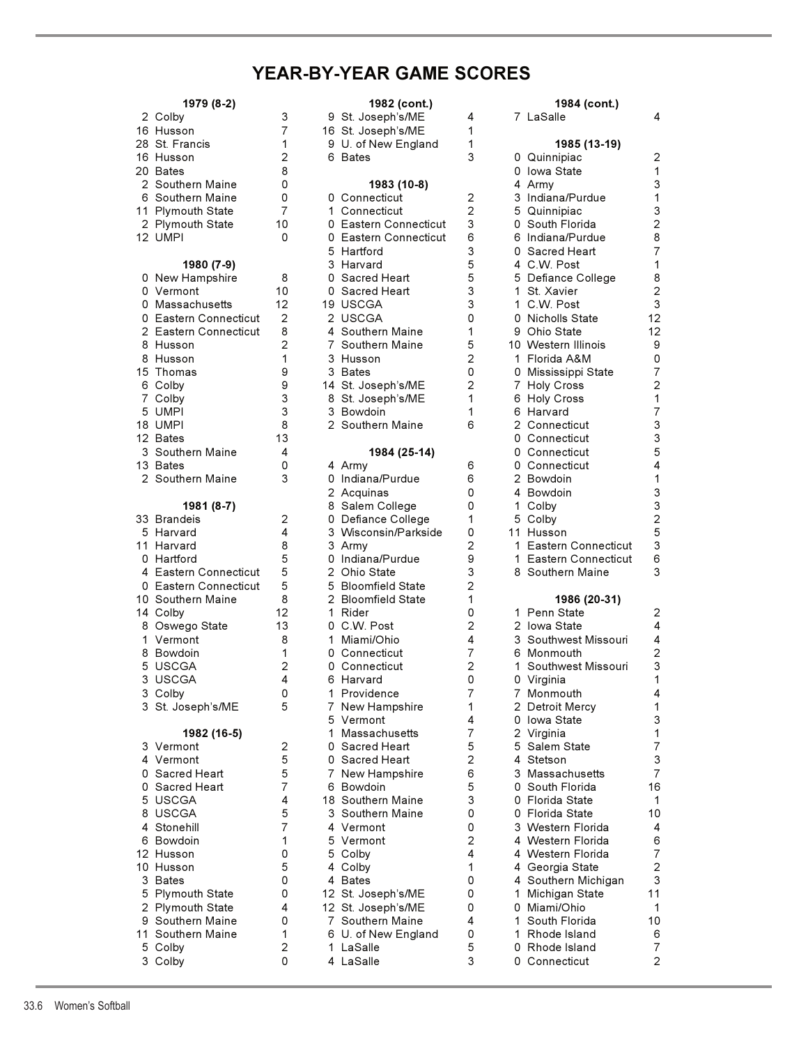# YEAR-BY-YEAR GAME SCORES

### 1979 (8-2)

| | Opponent | |
|---|---|---|
| 2 | Colby | 3 |
| 16 | Husson | 7 |
| 28 | St. Francis | 1 |
| 16 | Husson | 2 |
| 20 | Bates | 8 |
| 2 | Southern Maine | 0 |
| 6 | Southern Maine | 0 |
| 11 | Plymouth State | 7 |
| 2 | Plymouth State | 10 |
| 12 | UMPI | 0 |

### 1980 (7-9)

| | Opponent | |
|---|---|---|
| 0 | New Hampshire | 8 |
| 0 | Vermont | 10 |
| 0 | Massachusetts | 12 |
| 0 | Eastern Connecticut | 2 |
| 2 | Eastern Connecticut | 8 |
| 8 | Husson | 2 |
| 8 | Husson | 1 |
| 15 | Thomas | 9 |
| 6 | Colby | 9 |
| 7 | Colby | 3 |
| 5 | UMPI | 3 |
| 18 | UMPI | 8 |
| 12 | Bates | 13 |
| 3 | Southern Maine | 4 |
| 13 | Bates | 0 |
| 2 | Southern Maine | 3 |

### 1981 (8-7)

| | Opponent | |
|---|---|---|
| 33 | Brandeis | 2 |
| 5 | Harvard | 4 |
| 11 | Harvard | 8 |
| 0 | Hartford | 5 |
| 4 | Eastern Connecticut | 5 |
| 0 | Eastern Connecticut | 5 |
| 10 | Southern Maine | 8 |
| 14 | Colby | 12 |
| 8 | Oswego State | 13 |
| 1 | Vermont | 8 |
| 8 | Bowdoin | 1 |
| 5 | USCGA | 2 |
| 3 | USCGA | 4 |
| 3 | Colby | 0 |
| 3 | St. Joseph's/ME | 5 |

### 1982 (16-5)

| | Opponent | |
|---|---|---|
| 3 | Vermont | 2 |
| 4 | Vermont | 5 |
| 0 | Sacred Heart | 5 |
| 0 | Sacred Heart | 7 |
| 5 | USCGA | 4 |
| 8 | USCGA | 5 |
| 4 | Stonehill | 7 |
| 6 | Bowdoin | 1 |
| 12 | Husson | 0 |
| 10 | Husson | 5 |
| 3 | Bates | 0 |
| 5 | Plymouth State | 0 |
| 2 | Plymouth State | 4 |
| 9 | Southern Maine | 0 |
| 11 | Southern Maine | 1 |
| 5 | Colby | 2 |
| 3 | Colby | 0 |

### 1982 (cont.)

| | Opponent | |
|---|---|---|
| 9 | St. Joseph's/ME | 4 |
| 16 | St. Joseph's/ME | 1 |
| 9 | U. of New England | 1 |
| 6 | Bates | 3 |

### 1983 (10-8)

| | Opponent | |
|---|---|---|
| 0 | Connecticut | 2 |
| 1 | Connecticut | 2 |
| 0 | Eastern Connecticut | 3 |
| 0 | Eastern Connecticut | 6 |
| 5 | Hartford | 3 |
| 3 | Harvard | 5 |
| 0 | Sacred Heart | 5 |
| 0 | Sacred Heart | 3 |
| 19 | USCGA | 3 |
| 2 | USCGA | 0 |
| 4 | Southern Maine | 1 |
| 7 | Southern Maine | 5 |
| 3 | Husson | 2 |
| 3 | Bates | 0 |
| 14 | St. Joseph's/ME | 2 |
| 8 | St. Joseph's/ME | 1 |
| 3 | Bowdoin | 1 |
| 2 | Southern Maine | 6 |

### 1984 (25-14)

| | Opponent | |
|---|---|---|
| 4 | Army | 6 |
| 0 | Indiana/Purdue | 6 |
| 2 | Acquinas | 0 |
| 8 | Salem College | 0 |
| 0 | Defiance College | 1 |
| 3 | Wisconsin/Parkside | 0 |
| 3 | Army | 2 |
| 0 | Indiana/Purdue | 9 |
| 2 | Ohio State | 3 |
| 5 | Bloomfield State | 2 |
| 2 | Bloomfield State | 1 |
| 1 | Rider | 0 |
| 0 | C.W. Post | 2 |
| 1 | Miami/Ohio | 4 |
| 0 | Connecticut | 7 |
| 0 | Connecticut | 2 |
| 6 | Harvard | 0 |
| 1 | Providence | 7 |
| 7 | New Hampshire | 1 |
| 5 | Vermont | 4 |
| 1 | Massachusetts | 7 |
| 0 | Sacred Heart | 5 |
| 0 | Sacred Heart | 2 |
| 7 | New Hampshire | 6 |
| 6 | Bowdoin | 5 |
| 18 | Southern Maine | 3 |
| 3 | Southern Maine | 0 |
| 4 | Vermont | 0 |
| 5 | Vermont | 2 |
| 5 | Colby | 4 |
| 4 | Colby | 1 |
| 4 | Bates | 0 |
| 12 | St. Joseph's/ME | 0 |
| 12 | St. Joseph's/ME | 0 |
| 7 | Southern Maine | 4 |
| 6 | U. of New England | 0 |
| 1 | LaSalle | 5 |
| 4 | LaSalle | 3 |

### 1984 (cont.)

| | Opponent | |
|---|---|---|
| 7 | LaSalle | 4 |

### 1985 (13-19)

| | Opponent | |
|---|---|---|
| 0 | Quinnipiac | 2 |
| 0 | Iowa State | 1 |
| 4 | Army | 3 |
| 3 | Indiana/Purdue | 1 |
| 5 | Quinnipiac | 3 |
| 0 | South Florida | 2 |
| 6 | Indiana/Purdue | 8 |
| 0 | Sacred Heart | 7 |
| 4 | C.W. Post | 1 |
| 5 | Defiance College | 8 |
| 1 | St. Xavier | 2 |
| 1 | C.W. Post | 3 |
| 0 | Nicholls State | 12 |
| 9 | Ohio State | 12 |
| 10 | Western Illinois | 9 |
| 1 | Florida A&M | 0 |
| 0 | Mississippi State | 7 |
| 7 | Holy Cross | 2 |
| 6 | Holy Cross | 1 |
| 6 | Harvard | 7 |
| 2 | Connecticut | 3 |
| 0 | Connecticut | 3 |
| 0 | Connecticut | 5 |
| 0 | Connecticut | 4 |
| 2 | Bowdoin | 1 |
| 4 | Bowdoin | 3 |
| 1 | Colby | 3 |
| 5 | Colby | 2 |
| 11 | Husson | 5 |
| 1 | Eastern Connecticut | 3 |
| 1 | Eastern Connecticut | 6 |
| 8 | Southern Maine | 3 |

### 1986 (20-31)

| | Opponent | |
|---|---|---|
| 1 | Penn State | 2 |
| 2 | Iowa State | 4 |
| 3 | Southwest Missouri | 4 |
| 6 | Monmouth | 2 |
| 1 | Southwest Missouri | 3 |
| 0 | Virginia | 1 |
| 7 | Monmouth | 4 |
| 2 | Detroit Mercy | 1 |
| 0 | Iowa State | 3 |
| 2 | Virginia | 1 |
| 5 | Salem State | 7 |
| 4 | Stetson | 3 |
| 3 | Massachusetts | 7 |
| 0 | South Florida | 16 |
| 0 | Florida State | 1 |
| 0 | Florida State | 10 |
| 3 | Western Florida | 4 |
| 4 | Western Florida | 6 |
| 4 | Western Florida | 7 |
| 4 | Georgia State | 2 |
| 4 | Southern Michigan | 3 |
| 1 | Michigan State | 11 |
| 0 | Miami/Ohio | 1 |
| 1 | South Florida | 10 |
| 1 | Rhode Island | 6 |
| 0 | Rhode Island | 7 |
| 0 | Connecticut | 2 |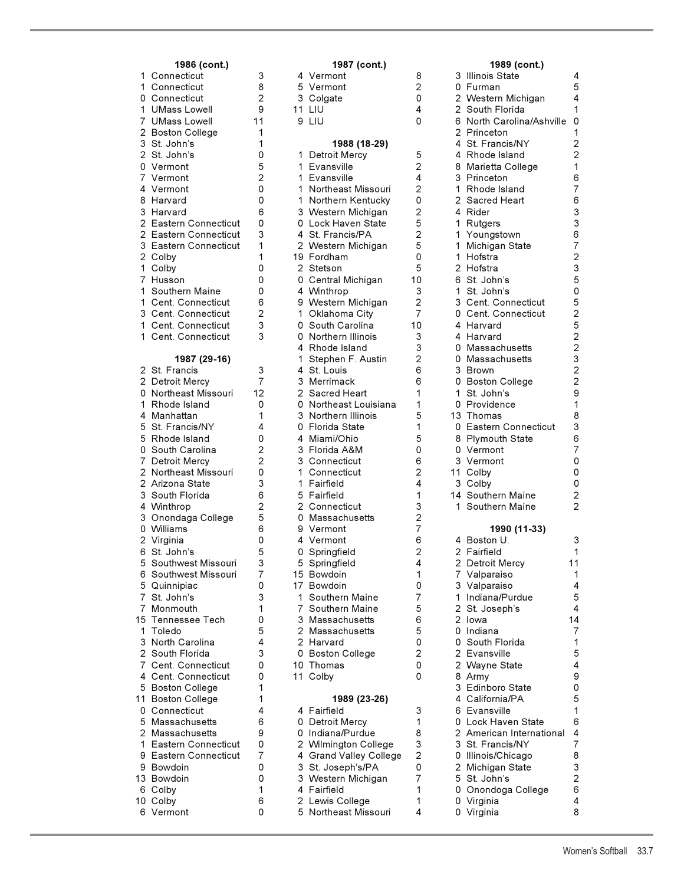### 1986 (cont.)

| | | |
|---|---|---|
| 1 | Connecticut | 3 |
| 1 | Connecticut | 8 |
| 0 | Connecticut | 2 |
| 1 | UMass Lowell | 9 |
| 7 | UMass Lowell | 11 |
| 2 | Boston College | 1 |
| 3 | St. John's | 1 |
| 2 | St. John's | 0 |
| 0 | Vermont | 5 |
| 7 | Vermont | 2 |
| 4 | Vermont | 0 |
| 8 | Harvard | 0 |
| 3 | Harvard | 6 |
| 2 | Eastern Connecticut | 0 |
| 2 | Eastern Connecticut | 3 |
| 3 | Eastern Connecticut | 1 |
| 2 | Colby | 1 |
| 1 | Colby | 0 |
| 7 | Husson | 0 |
| 1 | Southern Maine | 0 |
| 1 | Cent. Connecticut | 6 |
| 3 | Cent. Connecticut | 2 |
| 1 | Cent. Connecticut | 3 |
| 1 | Cent. Connecticut | 3 |

### 1987 (29-16)

| | | |
|---|---|---|
| 2 | St. Francis | 3 |
| 2 | Detroit Mercy | 7 |
| 0 | Northeast Missouri | 12 |
| 1 | Rhode Island | 0 |
| 4 | Manhattan | 1 |
| 5 | St. Francis/NY | 4 |
| 5 | Rhode Island | 0 |
| 0 | South Carolina | 2 |
| 7 | Detroit Mercy | 2 |
| 2 | Northeast Missouri | 0 |
| 2 | Arizona State | 3 |
| 3 | South Florida | 6 |
| 4 | Winthrop | 2 |
| 3 | Onondaga College | 5 |
| 0 | Williams | 6 |
| 2 | Virginia | 0 |
| 6 | St. John's | 5 |
| 5 | Southwest Missouri | 3 |
| 6 | Southwest Missouri | 7 |
| 5 | Quinnipiac | 0 |
| 7 | St. John's | 3 |
| 7 | Monmouth | 1 |
| 15 | Tennessee Tech | 0 |
| 1 | Toledo | 5 |
| 3 | North Carolina | 4 |
| 2 | South Florida | 3 |
| 7 | Cent. Connecticut | 0 |
| 4 | Cent. Connecticut | 0 |
| 5 | Boston College | 1 |
| 11 | Boston College | 1 |
| 0 | Connecticut | 4 |
| 5 | Massachusetts | 6 |
| 2 | Massachusetts | 9 |
| 1 | Eastern Connecticut | 0 |
| 9 | Eastern Connecticut | 7 |
| 9 | Bowdoin | 0 |
| 13 | Bowdoin | 0 |
| 6 | Colby | 1 |
| 10 | Colby | 6 |
| 6 | Vermont | 0 |

### 1987 (cont.)

| | | |
|---|---|---|
| 4 | Vermont | 8 |
| 5 | Vermont | 2 |
| 3 | Colgate | 0 |
| 11 | LIU | 4 |
| 9 | LIU | 0 |

### 1988 (18-29)

| | | |
|---|---|---|
| 1 | Detroit Mercy | 5 |
| 1 | Evansville | 2 |
| 1 | Evansville | 4 |
| 1 | Northeast Missouri | 2 |
| 1 | Northern Kentucky | 0 |
| 3 | Western Michigan | 2 |
| 0 | Lock Haven State | 5 |
| 4 | St. Francis/PA | 2 |
| 2 | Western Michigan | 5 |
| 19 | Fordham | 0 |
| 2 | Stetson | 5 |
| 0 | Central Michigan | 10 |
| 4 | Winthrop | 3 |
| 9 | Western Michigan | 2 |
| 1 | Oklahoma City | 7 |
| 0 | South Carolina | 10 |
| 0 | Northern Illinois | 3 |
| 4 | Rhode Island | 3 |
| 1 | Stephen F. Austin | 2 |
| 4 | St. Louis | 6 |
| 3 | Merrimack | 6 |
| 2 | Sacred Heart | 1 |
| 0 | Northeast Louisiana | 1 |
| 3 | Northern Illinois | 5 |
| 0 | Florida State | 1 |
| 4 | Miami/Ohio | 5 |
| 3 | Florida A&M | 0 |
| 3 | Connecticut | 6 |
| 1 | Connecticut | 2 |
| 1 | Fairfield | 4 |
| 5 | Fairfield | 1 |
| 2 | Connecticut | 3 |
| 0 | Massachusetts | 2 |
| 9 | Vermont | 7 |
| 4 | Vermont | 6 |
| 0 | Springfield | 2 |
| 5 | Springfield | 4 |
| 15 | Bowdoin | 1 |
| 17 | Bowdoin | 0 |
| 1 | Southern Maine | 7 |
| 7 | Southern Maine | 5 |
| 3 | Massachusetts | 6 |
| 2 | Massachusetts | 5 |
| 2 | Harvard | 0 |
| 0 | Boston College | 2 |
| 10 | Thomas | 0 |
| 11 | Colby | 0 |

### 1989 (23-26)

| | | |
|---|---|---|
| 4 | Fairfield | 3 |
| 0 | Detroit Mercy | 1 |
| 0 | Indiana/Purdue | 8 |
| 2 | Wilmington College | 3 |
| 4 | Grand Valley College | 2 |
| 3 | St. Joseph's/PA | 0 |
| 3 | Western Michigan | 7 |
| 4 | Fairfield | 1 |
| 2 | Lewis College | 1 |
| 5 | Northeast Missouri | 4 |

### 1989 (cont.)

| | | |
|---|---|---|
| 3 | Illinois State | 4 |
| 0 | Furman | 5 |
| 2 | Western Michigan | 4 |
| 2 | South Florida | 1 |
| 6 | North Carolina/Ashville | 0 |
| 2 | Princeton | 1 |
| 4 | St. Francis/NY | 2 |
| 4 | Rhode Island | 2 |
| 8 | Marietta College | 1 |
| 3 | Princeton | 6 |
| 1 | Rhode Island | 7 |
| 2 | Sacred Heart | 6 |
| 4 | Rider | 3 |
| 1 | Rutgers | 3 |
| 1 | Youngstown | 6 |
| 1 | Michigan State | 7 |
| 1 | Hofstra | 2 |
| 2 | Hofstra | 3 |
| 6 | St. John's | 5 |
| 1 | St. John's | 0 |
| 3 | Cent. Connecticut | 5 |
| 0 | Cent. Connecticut | 2 |
| 4 | Harvard | 5 |
| 4 | Harvard | 2 |
| 0 | Massachusetts | 2 |
| 0 | Massachusetts | 3 |
| 3 | Brown | 2 |
| 0 | Boston College | 2 |
| 1 | St. John's | 9 |
| 0 | Providence | 1 |
| 13 | Thomas | 8 |
| 0 | Eastern Connecticut | 3 |
| 8 | Plymouth State | 6 |
| 0 | Vermont | 7 |
| 3 | Vermont | 0 |
| 11 | Colby | 0 |
| 3 | Colby | 0 |
| 14 | Southern Maine | 2 |
| 1 | Southern Maine | 2 |

### 1990 (11-33)

| | | |
|---|---|---|
| 4 | Boston U. | 3 |
| 2 | Fairfield | 1 |
| 2 | Detroit Mercy | 11 |
| 7 | Valparaiso | 1 |
| 3 | Valparaiso | 4 |
| 1 | Indiana/Purdue | 5 |
| 2 | St. Joseph's | 4 |
| 2 | Iowa | 14 |
| 0 | Indiana | 7 |
| 0 | South Florida | 1 |
| 2 | Evansville | 5 |
| 2 | Wayne State | 4 |
| 8 | Army | 9 |
| 3 | Edinboro State | 0 |
| 4 | California/PA | 5 |
| 6 | Evansville | 1 |
| 0 | Lock Haven State | 6 |
| 2 | American International | 4 |
| 3 | St. Francis/NY | 7 |
| 0 | Illinois/Chicago | 8 |
| 2 | Michigan State | 3 |
| 5 | St. John's | 2 |
| 0 | Onondoga College | 6 |
| 0 | Virginia | 4 |
| 0 | Virginia | 8 |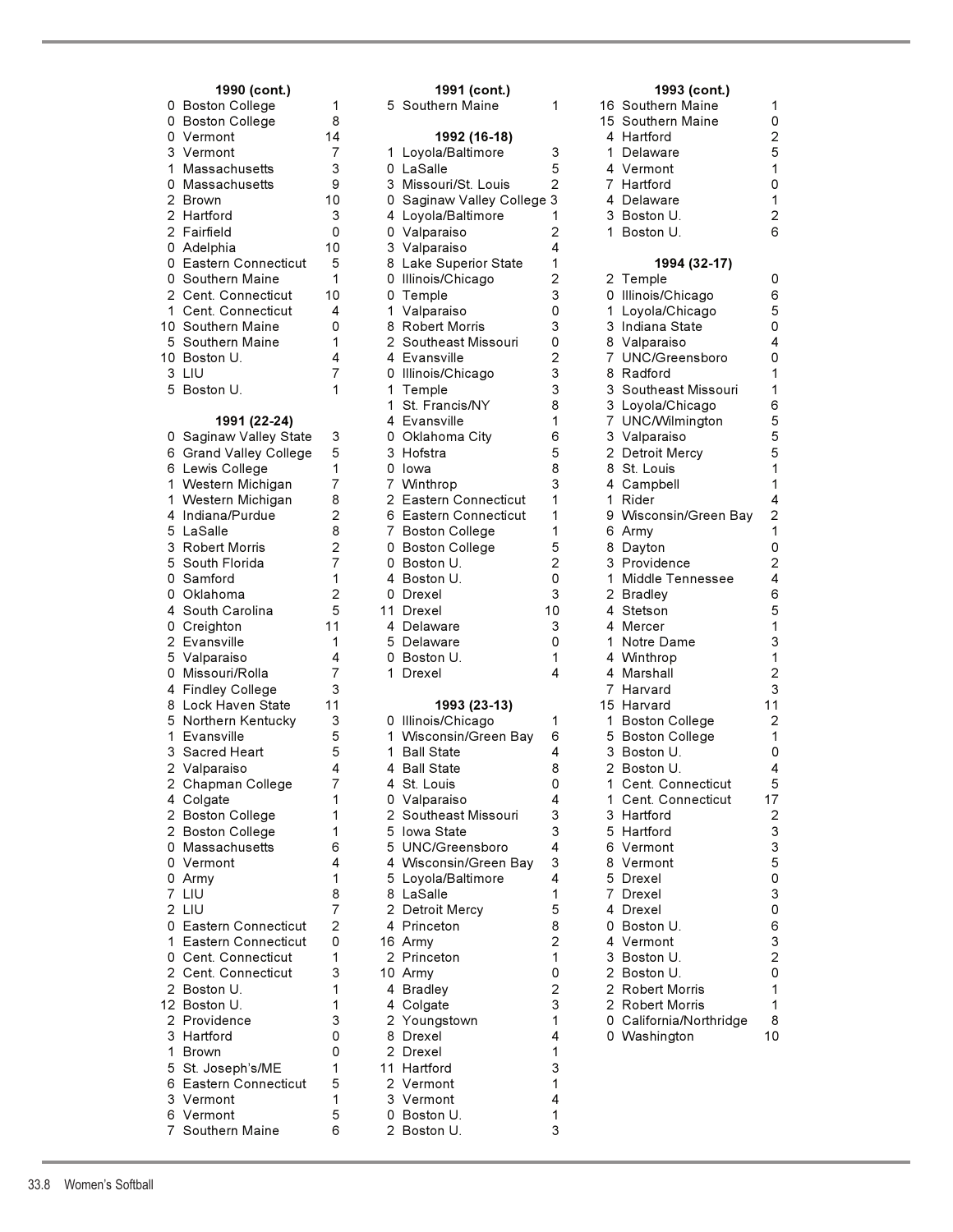### 1990 (cont.)

| | | |
|---|---|---|
| 0 | Boston College | 1 |
| 0 | Boston College | 8 |
| 0 | Vermont | 14 |
| 3 | Vermont | 7 |
| 1 | Massachusetts | 3 |
| 0 | Massachusetts | 9 |
| 2 | Brown | 10 |
| 2 | Hartford | 3 |
| 2 | Fairfield | 0 |
| 0 | Adelphia | 10 |
| 0 | Eastern Connecticut | 5 |
| 0 | Southern Maine | 1 |
| 2 | Cent. Connecticut | 10 |
| 1 | Cent. Connecticut | 4 |
| 10 | Southern Maine | 0 |
| 5 | Southern Maine | 1 |
| 10 | Boston U. | 4 |
| 3 | LIU | 7 |
| 5 | Boston U. | 1 |

### 1991 (22-24)

| | | |
|---|---|---|
| 0 | Saginaw Valley State | 3 |
| 6 | Grand Valley College | 5 |
| 6 | Lewis College | 1 |
| 1 | Western Michigan | 7 |
| 1 | Western Michigan | 8 |
| 4 | Indiana/Purdue | 2 |
| 5 | LaSalle | 8 |
| 3 | Robert Morris | 2 |
| 5 | South Florida | 7 |
| 0 | Samford | 1 |
| 0 | Oklahoma | 2 |
| 4 | South Carolina | 5 |
| 0 | Creighton | 11 |
| 2 | Evansville | 1 |
| 5 | Valparaiso | 4 |
| 0 | Missouri/Rolla | 7 |
| 4 | Findley College | 3 |
| 8 | Lock Haven State | 11 |
| 5 | Northern Kentucky | 3 |
| 1 | Evansville | 5 |
| 3 | Sacred Heart | 5 |
| 2 | Valparaiso | 4 |
| 2 | Chapman College | 7 |
| 4 | Colgate | 1 |
| 2 | Boston College | 1 |
| 2 | Boston College | 1 |
| 0 | Massachusetts | 6 |
| 0 | Vermont | 4 |
| 0 | Army | 1 |
| 7 | LIU | 8 |
| 2 | LIU | 7 |
| 0 | Eastern Connecticut | 2 |
| 1 | Eastern Connecticut | 0 |
| 0 | Cent. Connecticut | 1 |
| 2 | Cent. Connecticut | 3 |
| 2 | Boston U. | 1 |
| 12 | Boston U. | 1 |
| 2 | Providence | 3 |
| 3 | Hartford | 0 |
| 1 | Brown | 0 |
| 5 | St. Joseph's/ME | 1 |
| 6 | Eastern Connecticut | 5 |
| 3 | Vermont | 1 |
| 6 | Vermont | 5 |
| 7 | Southern Maine | 6 |

### 1991 (cont.)

| | | |
|---|---|---|
| 5 | Southern Maine | 1 |

### 1992 (16-18)

| | | |
|---|---|---|
| 1 | Loyola/Baltimore | 3 |
| 0 | LaSalle | 5 |
| 3 | Missouri/St. Louis | 2 |
| 0 | Saginaw Valley College | 3 |
| 4 | Loyola/Baltimore | 1 |
| 0 | Valparaiso | 2 |
| 3 | Valparaiso | 4 |
| 8 | Lake Superior State | 1 |
| 0 | Illinois/Chicago | 2 |
| 0 | Temple | 3 |
| 1 | Valparaiso | 0 |
| 8 | Robert Morris | 3 |
| 2 | Southeast Missouri | 0 |
| 4 | Evansville | 2 |
| 0 | Illinois/Chicago | 3 |
| 1 | Temple | 3 |
| 1 | St. Francis/NY | 8 |
| 4 | Evansville | 1 |
| 0 | Oklahoma City | 6 |
| 3 | Hofstra | 5 |
| 0 | Iowa | 8 |
| 7 | Winthrop | 3 |
| 2 | Eastern Connecticut | 1 |
| 6 | Eastern Connecticut | 1 |
| 7 | Boston College | 1 |
| 0 | Boston College | 5 |
| 0 | Boston U. | 2 |
| 4 | Boston U. | 0 |
| 0 | Drexel | 3 |
| 11 | Drexel | 10 |
| 4 | Delaware | 3 |
| 5 | Delaware | 0 |
| 0 | Boston U. | 1 |
| 1 | Drexel | 4 |

### 1993 (23-13)

| | | |
|---|---|---|
| 0 | Illinois/Chicago | 1 |
| 1 | Wisconsin/Green Bay | 6 |
| 1 | Ball State | 4 |
| 4 | Ball State | 8 |
| 4 | St. Louis | 0 |
| 0 | Valparaiso | 4 |
| 2 | Southeast Missouri | 3 |
| 5 | Iowa State | 3 |
| 5 | UNC/Greensboro | 4 |
| 4 | Wisconsin/Green Bay | 3 |
| 5 | Loyola/Baltimore | 4 |
| 8 | LaSalle | 1 |
| 2 | Detroit Mercy | 5 |
| 4 | Princeton | 8 |
| 16 | Army | 2 |
| 2 | Princeton | 1 |
| 10 | Army | 0 |
| 4 | Bradley | 2 |
| 4 | Colgate | 3 |
| 2 | Youngstown | 1 |
| 8 | Drexel | 4 |
| 2 | Drexel | 1 |
| 11 | Hartford | 3 |
| 2 | Vermont | 1 |
| 3 | Vermont | 4 |
| 0 | Boston U. | 1 |
| 2 | Boston U. | 3 |

### 1993 (cont.)

| | | |
|---|---|---|
| 16 | Southern Maine | 1 |
| 15 | Southern Maine | 0 |
| 4 | Hartford | 2 |
| 1 | Delaware | 5 |
| 4 | Vermont | 1 |
| 7 | Hartford | 0 |
| 4 | Delaware | 1 |
| 3 | Boston U. | 2 |
| 1 | Boston U. | 6 |

### 1994 (32-17)

| | | |
|---|---|---|
| 2 | Temple | 0 |
| 0 | Illinois/Chicago | 6 |
| 1 | Loyola/Chicago | 5 |
| 3 | Indiana State | 0 |
| 8 | Valparaiso | 4 |
| 7 | UNC/Greensboro | 0 |
| 8 | Radford | 1 |
| 3 | Southeast Missouri | 1 |
| 3 | Loyola/Chicago | 6 |
| 7 | UNC/Wilmington | 5 |
| 3 | Valparaiso | 5 |
| 2 | Detroit Mercy | 5 |
| 8 | St. Louis | 1 |
| 4 | Campbell | 1 |
| 1 | Rider | 4 |
| 9 | Wisconsin/Green Bay | 2 |
| 6 | Army | 1 |
| 8 | Dayton | 0 |
| 3 | Providence | 2 |
| 1 | Middle Tennessee | 4 |
| 2 | Bradley | 6 |
| 4 | Stetson | 5 |
| 4 | Mercer | 1 |
| 1 | Notre Dame | 3 |
| 4 | Winthrop | 1 |
| 4 | Marshall | 2 |
| 7 | Harvard | 3 |
| 15 | Harvard | 11 |
| 1 | Boston College | 2 |
| 5 | Boston College | 1 |
| 3 | Boston U. | 0 |
| 2 | Boston U. | 4 |
| 1 | Cent. Connecticut | 5 |
| 1 | Cent. Connecticut | 17 |
| 3 | Hartford | 2 |
| 5 | Hartford | 3 |
| 6 | Vermont | 3 |
| 8 | Vermont | 5 |
| 5 | Drexel | 0 |
| 7 | Drexel | 3 |
| 4 | Drexel | 0 |
| 0 | Boston U. | 6 |
| 4 | Vermont | 3 |
| 3 | Boston U. | 2 |
| 2 | Boston U. | 0 |
| 2 | Robert Morris | 1 |
| 2 | Robert Morris | 1 |
| 0 | California/Northridge | 8 |
| 0 | Washington | 10 |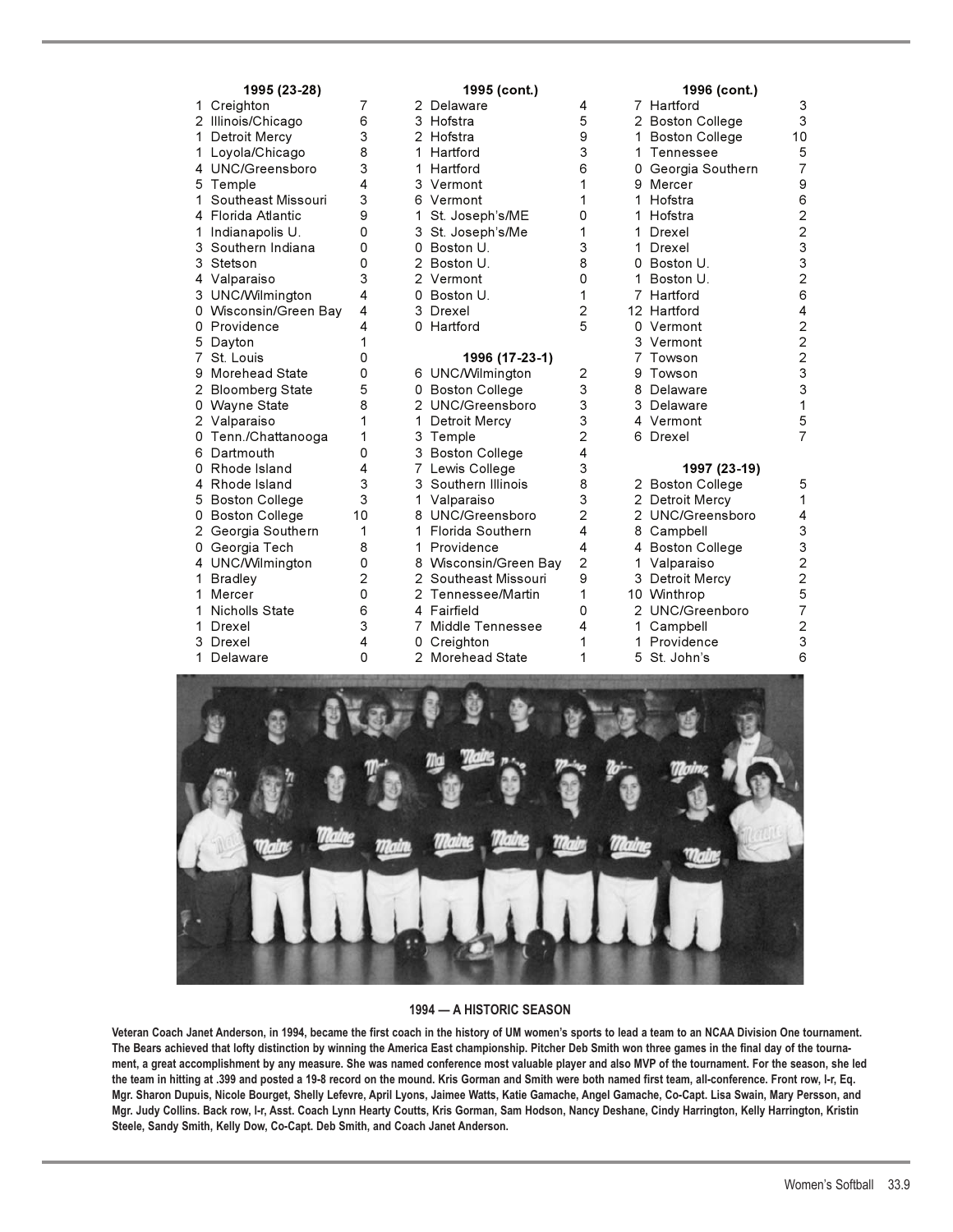### 1995 (23-28)

| | | |
|---|---|---|
| 1 | Creighton | 7 |
| 2 | Illinois/Chicago | 6 |
| 1 | Detroit Mercy | 3 |
| 1 | Loyola/Chicago | 8 |
| 4 | UNC/Greensboro | 3 |
| 5 | Temple | 4 |
| 1 | Southeast Missouri | 3 |
| 4 | Florida Atlantic | 9 |
| 1 | Indianapolis U. | 0 |
| 3 | Southern Indiana | 0 |
| 3 | Stetson | 0 |
| 4 | Valparaiso | 3 |
| 3 | UNC/Wilmington | 4 |
| 0 | Wisconsin/Green Bay | 4 |
| 0 | Providence | 4 |
| 5 | Dayton | 1 |
| 7 | St. Louis | 0 |
| 9 | Morehead State | 0 |
| 2 | Bloomberg State | 5 |
| 0 | Wayne State | 8 |
| 2 | Valparaiso | 1 |
| 0 | Tenn./Chattanooga | 1 |
| 6 | Dartmouth | 0 |
| 0 | Rhode Island | 4 |
| 4 | Rhode Island | 3 |
| 5 | Boston College | 3 |
| 0 | Boston College | 10 |
| 2 | Georgia Southern | 1 |
| 0 | Georgia Tech | 8 |
| 4 | UNC/Wilmington | 0 |
| 1 | Bradley | 2 |
| 1 | Mercer | 0 |
| 1 | Nicholls State | 6 |
| 1 | Drexel | 3 |
| 3 | Drexel | 4 |
| 1 | Delaware | 0 |

### 1995 (cont.)

| | | |
|---|---|---|
| 2 | Delaware | 4 |
| 3 | Hofstra | 5 |
| 2 | Hofstra | 9 |
| 1 | Hartford | 3 |
| 1 | Hartford | 6 |
| 3 | Vermont | 1 |
| 6 | Vermont | 1 |
| 1 | St. Joseph's/ME | 0 |
| 3 | St. Joseph's/Me | 1 |
| 0 | Boston U. | 3 |
| 2 | Boston U. | 8 |
| 2 | Vermont | 0 |
| 0 | Boston U. | 1 |
| 3 | Drexel | 2 |
| 0 | Hartford | 5 |

### 1996 (17-23-1)

| | | |
|---|---|---|
| 6 | UNC/Wilmington | 2 |
| 0 | Boston College | 3 |
| 2 | UNC/Greensboro | 3 |
| 1 | Detroit Mercy | 3 |
| 3 | Temple | 2 |
| 3 | Boston College | 4 |
| 7 | Lewis College | 3 |
| 3 | Southern Illinois | 8 |
| 1 | Valparaiso | 3 |
| 8 | UNC/Greensboro | 2 |
| 1 | Florida Southern | 4 |
| 1 | Providence | 4 |
| 8 | Wisconsin/Green Bay | 2 |
| 2 | Southeast Missouri | 9 |
| 2 | Tennessee/Martin | 1 |
| 4 | Fairfield | 0 |
| 7 | Middle Tennessee | 4 |
| 0 | Creighton | 1 |
| 2 | Morehead State | 1 |

### 1996 (cont.)

| | | |
|---|---|---|
| 7 | Hartford | 3 |
| 2 | Boston College | 3 |
| 1 | Boston College | 10 |
| 1 | Tennessee | 5 |
| 0 | Georgia Southern | 7 |
| 9 | Mercer | 9 |
| 1 | Hofstra | 6 |
| 1 | Hofstra | 2 |
| 1 | Drexel | 2 |
| 1 | Drexel | 3 |
| 0 | Boston U. | 3 |
| 1 | Boston U. | 2 |
| 7 | Hartford | 6 |
| 12 | Hartford | 4 |
| 0 | Vermont | 2 |
| 3 | Vermont | 2 |
| 7 | Towson | 2 |
| 9 | Towson | 3 |
| 8 | Delaware | 3 |
| 3 | Delaware | 1 |
| 4 | Vermont | 5 |
| 6 | Drexel | 7 |

### 1997 (23-19)

| | | |
|---|---|---|
| 2 | Boston College | 5 |
| 2 | Detroit Mercy | 1 |
| 2 | UNC/Greensboro | 4 |
| 8 | Campbell | 3 |
| 4 | Boston College | 3 |
| 1 | Valparaiso | 2 |
| 3 | Detroit Mercy | 2 |
| 10 | Winthrop | 5 |
| 2 | UNC/Greenboro | 7 |
| 1 | Campbell | 2 |
| 1 | Providence | 3 |
| 5 | St. John's | 6 |

**1994 — A HISTORIC SEASON**

**Veteran Coach Janet Anderson, in 1994, became the first coach in the history of UM women's sports to lead a team to an NCAA Division One tournament. The Bears achieved that lofty distinction by winning the America East championship. Pitcher Deb Smith won three games in the final day of the tournament, a great accomplishment by any measure. She was named conference most valuable player and also MVP of the tournament. For the season, she led the team in hitting at .399 and posted a 19-8 record on the mound. Kris Gorman and Smith were both named first team, all-conference. Front row, l-r, Eq. Mgr. Sharon Dupuis, Nicole Bourget, Shelly Lefevre, April Lyons, Jaimee Watts, Katie Gamache, Angel Gamache, Co-Capt. Lisa Swain, Mary Persson, and Mgr. Judy Collins. Back row, l-r, Asst. Coach Lynn Hearty Coutts, Kris Gorman, Sam Hodson, Nancy Deshane, Cindy Harrington, Kelly Harrington, Kristin Steele, Sandy Smith, Kelly Dow, Co-Capt. Deb Smith, and Coach Janet Anderson.**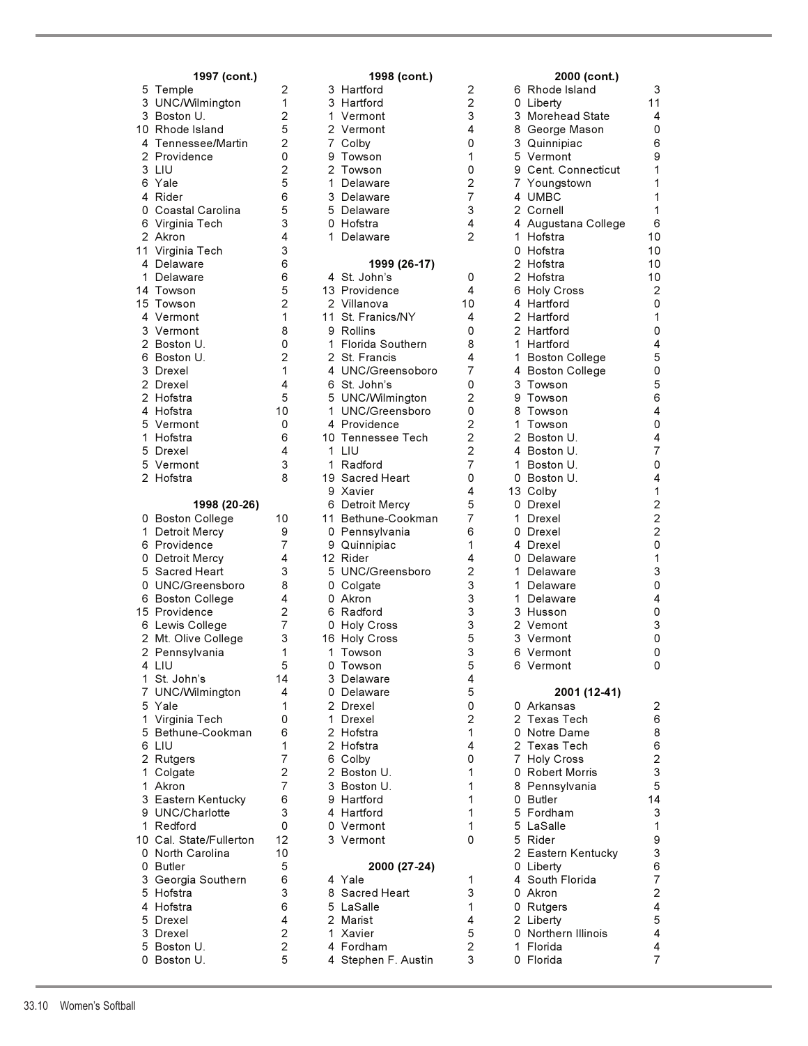### 1997 (cont.)

| Score | Opponent | Score |
|---|---|---|
| 5 | Temple | 2 |
| 3 | UNC/Wilmington | 1 |
| 3 | Boston U. | 2 |
| 10 | Rhode Island | 5 |
| 4 | Tennessee/Martin | 2 |
| 2 | Providence | 0 |
| 3 | LIU | 2 |
| 6 | Yale | 5 |
| 4 | Rider | 6 |
| 0 | Coastal Carolina | 5 |
| 6 | Virginia Tech | 3 |
| 2 | Akron | 4 |
| 11 | Virginia Tech | 3 |
| 4 | Delaware | 6 |
| 1 | Delaware | 6 |
| 14 | Towson | 5 |
| 15 | Towson | 2 |
| 4 | Vermont | 1 |
| 3 | Vermont | 8 |
| 2 | Boston U. | 0 |
| 6 | Boston U. | 2 |
| 3 | Drexel | 1 |
| 2 | Drexel | 4 |
| 2 | Hofstra | 5 |
| 4 | Hofstra | 10 |
| 5 | Vermont | 0 |
| 1 | Hofstra | 6 |
| 5 | Drexel | 4 |
| 5 | Vermont | 3 |
| 2 | Hofstra | 8 |

### 1998 (20-26)

| Score | Opponent | Score |
|---|---|---|
| 0 | Boston College | 10 |
| 1 | Detroit Mercy | 9 |
| 6 | Providence | 7 |
| 0 | Detroit Mercy | 4 |
| 5 | Sacred Heart | 3 |
| 0 | UNC/Greensboro | 8 |
| 6 | Boston College | 4 |
| 15 | Providence | 2 |
| 6 | Lewis College | 7 |
| 2 | Mt. Olive College | 3 |
| 2 | Pennsylvania | 1 |
| 4 | LIU | 5 |
| 1 | St. John's | 14 |
| 7 | UNC/Wilmington | 4 |
| 5 | Yale | 1 |
| 1 | Virginia Tech | 0 |
| 5 | Bethune-Cookman | 6 |
| 6 | LIU | 1 |
| 2 | Rutgers | 7 |
| 1 | Colgate | 2 |
| 1 | Akron | 7 |
| 3 | Eastern Kentucky | 6 |
| 9 | UNC/Charlotte | 3 |
| 1 | Redford | 0 |
| 10 | Cal. State/Fullerton | 12 |
| 0 | North Carolina | 10 |
| 0 | Butler | 5 |
| 3 | Georgia Southern | 6 |
| 5 | Hofstra | 3 |
| 4 | Hofstra | 6 |
| 5 | Drexel | 4 |
| 3 | Drexel | 2 |
| 5 | Boston U. | 2 |
| 0 | Boston U. | 5 |

### 1998 (cont.)

| Score | Opponent | Score |
|---|---|---|
| 3 | Hartford | 2 |
| 3 | Hartford | 2 |
| 1 | Vermont | 3 |
| 2 | Vermont | 4 |
| 7 | Colby | 0 |
| 9 | Towson | 1 |
| 2 | Towson | 0 |
| 1 | Delaware | 2 |
| 3 | Delaware | 7 |
| 5 | Delaware | 3 |
| 0 | Hofstra | 4 |
| 1 | Delaware | 2 |

### 1999 (26-17)

| Score | Opponent | Score |
|---|---|---|
| 4 | St. John's | 0 |
| 13 | Providence | 4 |
| 2 | Villanova | 10 |
| 11 | St. Franics/NY | 4 |
| 9 | Rollins | 0 |
| 1 | Florida Southern | 8 |
| 2 | St. Francis | 4 |
| 4 | UNC/Greensoboro | 7 |
| 6 | St. John's | 0 |
| 5 | UNC/Wilmington | 2 |
| 1 | UNC/Greensboro | 0 |
| 4 | Providence | 2 |
| 10 | Tennessee Tech | 2 |
| 1 | LIU | 2 |
| 1 | Radford | 7 |
| 19 | Sacred Heart | 0 |
| 9 | Xavier | 4 |
| 6 | Detroit Mercy | 5 |
| 11 | Bethune-Cookman | 7 |
| 0 | Pennsylvania | 6 |
| 9 | Quinnipiac | 1 |
| 12 | Rider | 4 |
| 5 | UNC/Greensboro | 2 |
| 0 | Colgate | 3 |
| 0 | Akron | 3 |
| 6 | Radford | 3 |
| 0 | Holy Cross | 3 |
| 16 | Holy Cross | 5 |
| 1 | Towson | 3 |
| 0 | Towson | 5 |
| 3 | Delaware | 4 |
| 0 | Delaware | 5 |
| 2 | Drexel | 0 |
| 1 | Drexel | 2 |
| 2 | Hofstra | 1 |
| 2 | Hofstra | 4 |
| 6 | Colby | 0 |
| 2 | Boston U. | 1 |
| 3 | Boston U. | 1 |
| 9 | Hartford | 1 |
| 4 | Hartford | 1 |
| 0 | Vermont | 1 |
| 3 | Vermont | 0 |

### 2000 (27-24)

| Score | Opponent | Score |
|---|---|---|
| 4 | Yale | 1 |
| 8 | Sacred Heart | 3 |
| 5 | LaSalle | 1 |
| 2 | Marist | 4 |
| 1 | Xavier | 5 |
| 4 | Fordham | 2 |
| 4 | Stephen F. Austin | 3 |

### 2000 (cont.)

| Score | Opponent | Score |
|---|---|---|
| 6 | Rhode Island | 3 |
| 0 | Liberty | 11 |
| 3 | Morehead State | 4 |
| 8 | George Mason | 0 |
| 3 | Quinnipiac | 6 |
| 5 | Vermont | 9 |
| 9 | Cent. Connecticut | 1 |
| 7 | Youngstown | 1 |
| 4 | UMBC | 1 |
| 2 | Cornell | 1 |
| 4 | Augustana College | 6 |
| 1 | Hofstra | 10 |
| 0 | Hofstra | 10 |
| 2 | Hofstra | 10 |
| 2 | Hofstra | 10 |
| 6 | Holy Cross | 2 |
| 4 | Hartford | 0 |
| 2 | Hartford | 1 |
| 2 | Hartford | 0 |
| 1 | Hartford | 4 |
| 1 | Boston College | 5 |
| 4 | Boston College | 0 |
| 3 | Towson | 5 |
| 9 | Towson | 6 |
| 8 | Towson | 4 |
| 1 | Towson | 0 |
| 2 | Boston U. | 4 |
| 4 | Boston U. | 7 |
| 1 | Boston U. | 0 |
| 0 | Boston U. | 4 |
| 13 | Colby | 1 |
| 0 | Drexel | 2 |
| 1 | Drexel | 2 |
| 0 | Drexel | 2 |
| 4 | Drexel | 0 |
| 0 | Delaware | 1 |
| 1 | Delaware | 3 |
| 1 | Delaware | 0 |
| 1 | Delaware | 4 |
| 3 | Husson | 0 |
| 2 | Vemont | 3 |
| 3 | Vermont | 0 |
| 6 | Vermont | 0 |
| 6 | Vermont | 0 |

### 2001 (12-41)

| Score | Opponent | Score |
|---|---|---|
| 0 | Arkansas | 2 |
| 2 | Texas Tech | 6 |
| 0 | Notre Dame | 8 |
| 2 | Texas Tech | 6 |
| 7 | Holy Cross | 2 |
| 0 | Robert Morris | 3 |
| 8 | Pennsylvania | 5 |
| 0 | Butler | 14 |
| 5 | Fordham | 3 |
| 5 | LaSalle | 1 |
| 5 | Rider | 9 |
| 2 | Eastern Kentucky | 3 |
| 0 | Liberty | 6 |
| 4 | South Florida | 7 |
| 0 | Akron | 2 |
| 0 | Rutgers | 4 |
| 2 | Liberty | 5 |
| 0 | Northern Illinois | 4 |
| 1 | Florida | 4 |
| 0 | Florida | 7 |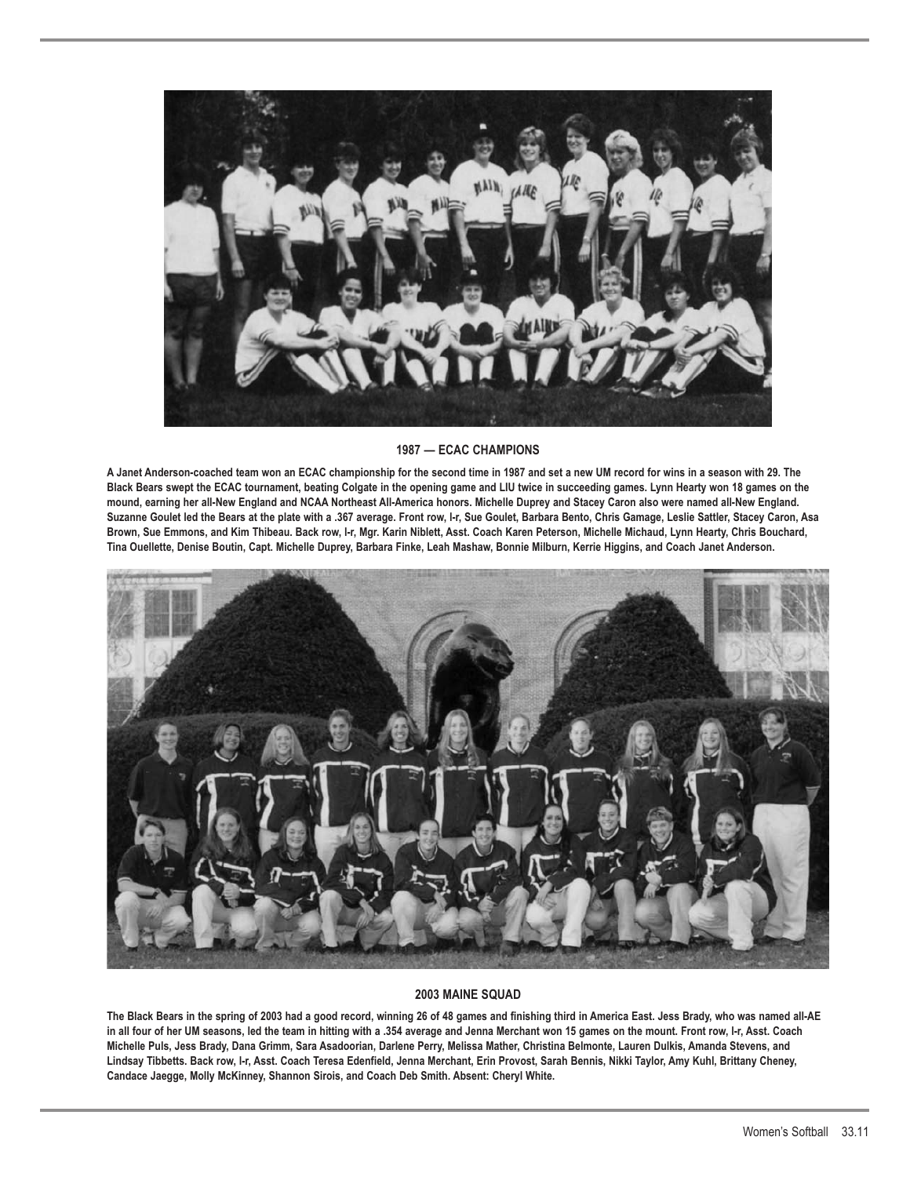**1987 — ECAC CHAMPIONS**

**A Janet Anderson-coached team won an ECAC championship for the second time in 1987 and set a new UM record for wins in a season with 29. The Black Bears swept the ECAC tournament, beating Colgate in the opening game and LIU twice in succeeding games. Lynn Hearty won 18 games on the mound, earning her all-New England and NCAA Northeast All-America honors. Michelle Duprey and Stacey Caron also were named all-New England. Suzanne Goulet led the Bears at the plate with a .367 average. Front row, l-r, Sue Goulet, Barbara Bento, Chris Gamage, Leslie Sattler, Stacey Caron, Asa Brown, Sue Emmons, and Kim Thibeau. Back row, l-r, Mgr. Karin Niblett, Asst. Coach Karen Peterson, Michelle Michaud, Lynn Hearty, Chris Bouchard, Tina Ouellette, Denise Boutin, Capt. Michelle Duprey, Barbara Finke, Leah Mashaw, Bonnie Milburn, Kerrie Higgins, and Coach Janet Anderson.**

**2003 MAINE SQUAD**

**The Black Bears in the spring of 2003 had a good record, winning 26 of 48 games and finishing third in America East. Jess Brady, who was named all-AE in all four of her UM seasons, led the team in hitting with a .354 average and Jenna Merchant won 15 games on the mount. Front row, l-r, Asst. Coach Michelle Puls, Jess Brady, Dana Grimm, Sara Asadoorian, Darlene Perry, Melissa Mather, Christina Belmonte, Lauren Dulkis, Amanda Stevens, and Lindsay Tibbetts. Back row, l-r, Asst. Coach Teresa Edenfield, Jenna Merchant, Erin Provost, Sarah Bennis, Nikki Taylor, Amy Kuhl, Brittany Cheney, Candace Jaegge, Molly McKinney, Shannon Sirois, and Coach Deb Smith. Absent: Cheryl White.**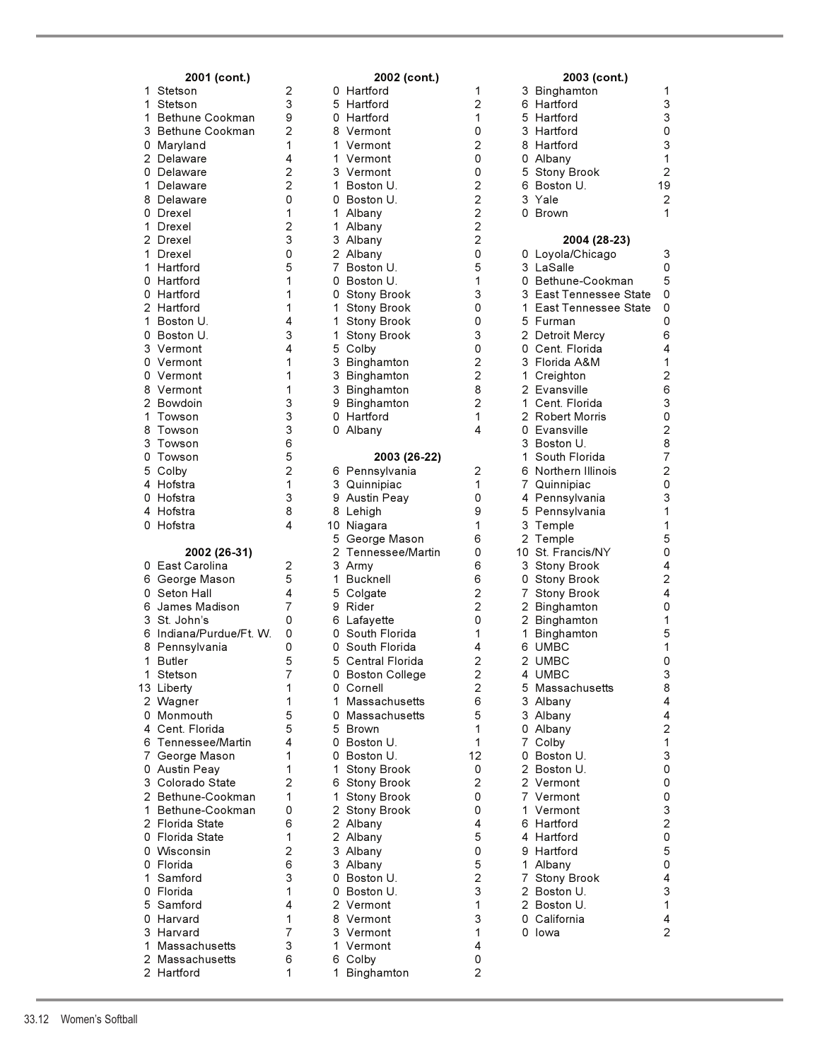### 2001 (cont.)

| | Opponent | |
|---|---|---|
| 1 | Stetson | 2 |
| 1 | Stetson | 3 |
| 1 | Bethune Cookman | 9 |
| 3 | Bethune Cookman | 2 |
| 0 | Maryland | 1 |
| 2 | Delaware | 4 |
| 0 | Delaware | 2 |
| 1 | Delaware | 2 |
| 8 | Delaware | 0 |
| 0 | Drexel | 1 |
| 1 | Drexel | 2 |
| 2 | Drexel | 3 |
| 1 | Drexel | 0 |
| 1 | Hartford | 5 |
| 0 | Hartford | 1 |
| 0 | Hartford | 1 |
| 2 | Hartford | 1 |
| 1 | Boston U. | 4 |
| 0 | Boston U. | 3 |
| 3 | Vermont | 4 |
| 0 | Vermont | 1 |
| 0 | Vermont | 1 |
| 8 | Vermont | 1 |
| 2 | Bowdoin | 3 |
| 1 | Towson | 3 |
| 8 | Towson | 3 |
| 3 | Towson | 6 |
| 0 | Towson | 5 |
| 5 | Colby | 2 |
| 4 | Hofstra | 1 |
| 0 | Hofstra | 3 |
| 4 | Hofstra | 8 |
| 0 | Hofstra | 4 |

### 2002 (26-31)

| | Opponent | |
|---|---|---|
| 0 | East Carolina | 2 |
| 6 | George Mason | 5 |
| 0 | Seton Hall | 4 |
| 6 | James Madison | 7 |
| 3 | St. John's | 0 |
| 6 | Indiana/Purdue/Ft. W. | 0 |
| 8 | Pennsylvania | 0 |
| 1 | Butler | 5 |
| 1 | Stetson | 7 |
| 13 | Liberty | 1 |
| 2 | Wagner | 1 |
| 0 | Monmouth | 5 |
| 4 | Cent. Florida | 5 |
| 6 | Tennessee/Martin | 4 |
| 7 | George Mason | 1 |
| 0 | Austin Peay | 1 |
| 3 | Colorado State | 2 |
| 2 | Bethune-Cookman | 1 |
| 1 | Bethune-Cookman | 0 |
| 2 | Florida State | 6 |
| 0 | Florida State | 1 |
| 0 | Wisconsin | 2 |
| 0 | Florida | 6 |
| 1 | Samford | 3 |
| 0 | Florida | 1 |
| 5 | Samford | 4 |
| 0 | Harvard | 1 |
| 3 | Harvard | 7 |
| 1 | Massachusetts | 3 |
| 2 | Massachusetts | 6 |
| 2 | Hartford | 1 |

### 2002 (cont.)

| | Opponent | |
|---|---|---|
| 0 | Hartford | 1 |
| 5 | Hartford | 2 |
| 0 | Hartford | 1 |
| 8 | Vermont | 0 |
| 1 | Vermont | 2 |
| 1 | Vermont | 0 |
| 3 | Vermont | 0 |
| 1 | Boston U. | 2 |
| 0 | Boston U. | 2 |
| 1 | Albany | 2 |
| 1 | Albany | 2 |
| 3 | Albany | 2 |
| 2 | Albany | 0 |
| 7 | Boston U. | 5 |
| 0 | Boston U. | 1 |
| 0 | Stony Brook | 3 |
| 1 | Stony Brook | 0 |
| 1 | Stony Brook | 0 |
| 1 | Stony Brook | 3 |
| 5 | Colby | 0 |
| 3 | Binghamton | 2 |
| 3 | Binghamton | 2 |
| 3 | Binghamton | 8 |
| 9 | Binghamton | 2 |
| 0 | Hartford | 1 |
| 0 | Albany | 4 |

### 2003 (26-22)

| | Opponent | |
|---|---|---|
| 6 | Pennsylvania | 2 |
| 3 | Quinnipiac | 1 |
| 9 | Austin Peay | 0 |
| 8 | Lehigh | 9 |
| 10 | Niagara | 1 |
| 5 | George Mason | 6 |
| 2 | Tennessee/Martin | 0 |
| 3 | Army | 6 |
| 1 | Bucknell | 6 |
| 5 | Colgate | 2 |
| 9 | Rider | 2 |
| 6 | Lafayette | 0 |
| 0 | South Florida | 1 |
| 0 | South Florida | 4 |
| 5 | Central Florida | 2 |
| 0 | Boston College | 2 |
| 0 | Cornell | 2 |
| 1 | Massachusetts | 6 |
| 0 | Massachusetts | 5 |
| 5 | Brown | 1 |
| 0 | Boston U. | 1 |
| 0 | Boston U. | 12 |
| 1 | Stony Brook | 0 |
| 6 | Stony Brook | 2 |
| 1 | Stony Brook | 0 |
| 2 | Stony Brook | 0 |
| 2 | Albany | 4 |
| 2 | Albany | 5 |
| 3 | Albany | 0 |
| 3 | Albany | 5 |
| 0 | Boston U. | 2 |
| 0 | Boston U. | 3 |
| 2 | Vermont | 1 |
| 8 | Vermont | 3 |
| 3 | Vermont | 1 |
| 1 | Vermont | 4 |
| 6 | Colby | 0 |
| 1 | Binghamton | 2 |

### 2003 (cont.)

| | Opponent | |
|---|---|---|
| 3 | Binghamton | 1 |
| 6 | Hartford | 3 |
| 5 | Hartford | 3 |
| 3 | Hartford | 0 |
| 8 | Hartford | 3 |
| 0 | Albany | 1 |
| 5 | Stony Brook | 2 |
| 6 | Boston U. | 19 |
| 3 | Yale | 2 |
| 0 | Brown | 1 |

### 2004 (28-23)

| | Opponent | |
|---|---|---|
| 0 | Loyola/Chicago | 3 |
| 3 | LaSalle | 0 |
| 0 | Bethune-Cookman | 5 |
| 3 | East Tennessee State | 0 |
| 1 | East Tennessee State | 0 |
| 5 | Furman | 0 |
| 2 | Detroit Mercy | 6 |
| 0 | Cent. Florida | 4 |
| 3 | Florida A&M | 1 |
| 1 | Creighton | 2 |
| 2 | Evansville | 6 |
| 1 | Cent. Florida | 3 |
| 2 | Robert Morris | 0 |
| 0 | Evansville | 2 |
| 3 | Boston U. | 8 |
| 1 | South Florida | 7 |
| 6 | Northern Illinois | 2 |
| 7 | Quinnipiac | 0 |
| 4 | Pennsylvania | 3 |
| 5 | Pennsylvania | 1 |
| 3 | Temple | 1 |
| 2 | Temple | 5 |
| 10 | St. Francis/NY | 0 |
| 3 | Stony Brook | 4 |
| 0 | Stony Brook | 2 |
| 7 | Stony Brook | 4 |
| 2 | Binghamton | 0 |
| 2 | Binghamton | 1 |
| 1 | Binghamton | 5 |
| 6 | UMBC | 1 |
| 2 | UMBC | 0 |
| 4 | UMBC | 3 |
| 5 | Massachusetts | 8 |
| 3 | Albany | 4 |
| 3 | Albany | 4 |
| 0 | Albany | 2 |
| 7 | Colby | 1 |
| 0 | Boston U. | 3 |
| 2 | Boston U. | 0 |
| 2 | Vermont | 0 |
| 7 | Vermont | 0 |
| 1 | Vermont | 3 |
| 6 | Hartford | 2 |
| 4 | Hartford | 0 |
| 9 | Hartford | 5 |
| 1 | Albany | 0 |
| 7 | Stony Brook | 4 |
| 2 | Boston U. | 3 |
| 2 | Boston U. | 1 |
| 0 | California | 4 |
| 0 | Iowa | 2 |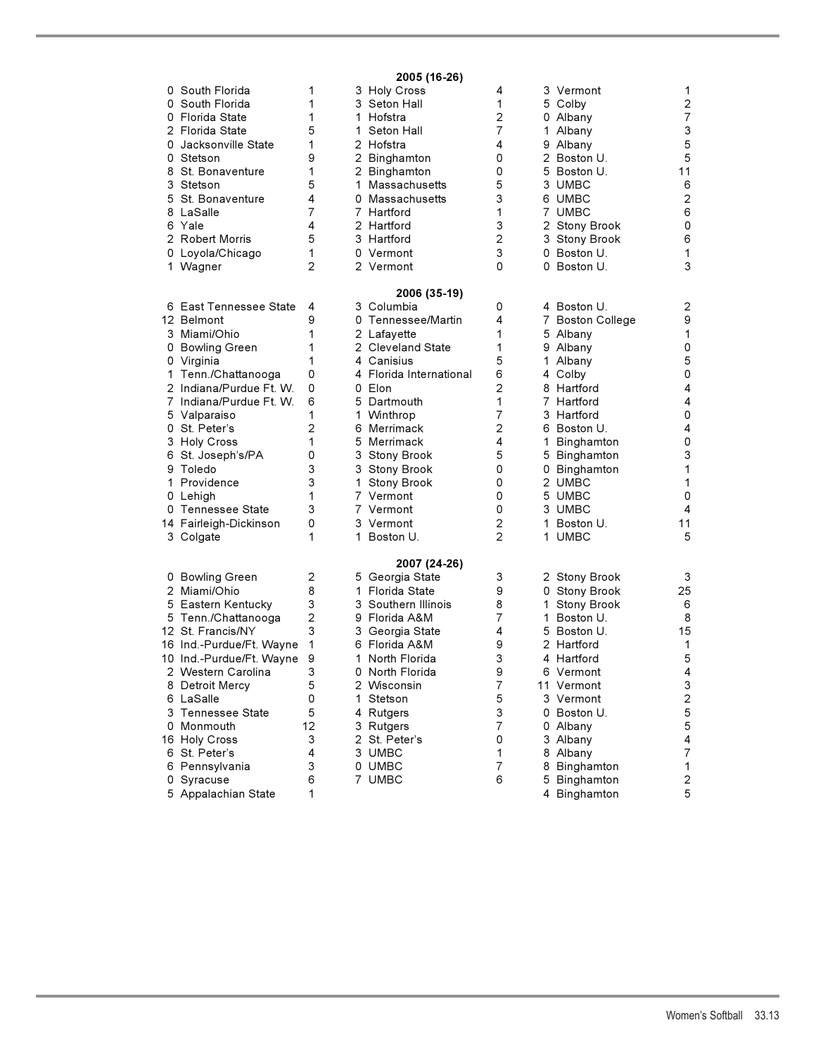## 2005 (16-26)

| Score | Opponent | Opp. Score |
|---|---|---|
| 0 | South Florida | 1 |
| 0 | South Florida | 1 |
| 0 | Florida State | 1 |
| 2 | Florida State | 5 |
| 0 | Jacksonville State | 1 |
| 0 | Stetson | 9 |
| 8 | St. Bonaventure | 1 |
| 3 | Stetson | 5 |
| 5 | St. Bonaventure | 4 |
| 8 | LaSalle | 7 |
| 6 | Yale | 4 |
| 2 | Robert Morris | 5 |
| 0 | Loyola/Chicago | 1 |
| 1 | Wagner | 2 |
| 3 | Holy Cross | 4 |
| 3 | Seton Hall | 1 |
| 1 | Hofstra | 2 |
| 1 | Seton Hall | 7 |
| 2 | Hofstra | 4 |
| 2 | Binghamton | 0 |
| 2 | Binghamton | 0 |
| 1 | Massachusetts | 5 |
| 0 | Massachusetts | 3 |
| 7 | Hartford | 1 |
| 2 | Hartford | 3 |
| 3 | Hartford | 2 |
| 0 | Vermont | 3 |
| 2 | Vermont | 0 |
| 3 | Vermont | 1 |
| 5 | Colby | 2 |
| 0 | Albany | 7 |
| 1 | Albany | 3 |
| 9 | Albany | 5 |
| 2 | Boston U. | 5 |
| 5 | Boston U. | 11 |
| 3 | UMBC | 6 |
| 6 | UMBC | 2 |
| 7 | UMBC | 6 |
| 2 | Stony Brook | 0 |
| 3 | Stony Brook | 6 |
| 0 | Boston U. | 1 |
| 0 | Boston U. | 3 |

## 2006 (35-19)

| Score | Opponent | Opp. Score |
|---|---|---|
| 6 | East Tennessee State | 4 |
| 12 | Belmont | 9 |
| 3 | Miami/Ohio | 1 |
| 0 | Bowling Green | 1 |
| 0 | Virginia | 1 |
| 1 | Tenn./Chattanooga | 0 |
| 2 | Indiana/Purdue Ft. W. | 0 |
| 7 | Indiana/Purdue Ft. W. | 6 |
| 5 | Valparaiso | 1 |
| 0 | St. Peter's | 2 |
| 3 | Holy Cross | 1 |
| 6 | St. Joseph's/PA | 0 |
| 9 | Toledo | 3 |
| 1 | Providence | 3 |
| 0 | Lehigh | 1 |
| 0 | Tennessee State | 3 |
| 14 | Fairleigh-Dickinson | 0 |
| 3 | Colgate | 1 |
| 3 | Columbia | 0 |
| 0 | Tennessee/Martin | 4 |
| 2 | Lafayette | 1 |
| 2 | Cleveland State | 1 |
| 4 | Canisius | 5 |
| 4 | Florida International | 6 |
| 0 | Elon | 2 |
| 5 | Dartmouth | 1 |
| 1 | Winthrop | 7 |
| 6 | Merrimack | 2 |
| 5 | Merrimack | 4 |
| 3 | Stony Brook | 5 |
| 3 | Stony Brook | 0 |
| 1 | Stony Brook | 0 |
| 7 | Vermont | 0 |
| 7 | Vermont | 0 |
| 3 | Vermont | 2 |
| 1 | Boston U. | 2 |
| 4 | Boston U. | 2 |
| 7 | Boston College | 9 |
| 5 | Albany | 1 |
| 9 | Albany | 0 |
| 1 | Albany | 5 |
| 4 | Colby | 0 |
| 8 | Hartford | 4 |
| 7 | Hartford | 4 |
| 3 | Hartford | 0 |
| 6 | Boston U. | 4 |
| 1 | Binghamton | 0 |
| 5 | Binghamton | 3 |
| 0 | Binghamton | 1 |
| 2 | UMBC | 1 |
| 5 | UMBC | 0 |
| 3 | UMBC | 4 |
| 1 | Boston U. | 11 |
| 1 | UMBC | 5 |

## 2007 (24-26)

| Score | Opponent | Opp. Score |
|---|---|---|
| 0 | Bowling Green | 2 |
| 2 | Miami/Ohio | 8 |
| 5 | Eastern Kentucky | 3 |
| 5 | Tenn./Chattanooga | 2 |
| 12 | St. Francis/NY | 3 |
| 16 | Ind.-Purdue/Ft. Wayne | 1 |
| 10 | Ind.-Purdue/Ft. Wayne | 9 |
| 2 | Western Carolina | 3 |
| 8 | Detroit Mercy | 5 |
| 6 | LaSalle | 0 |
| 3 | Tennessee State | 5 |
| 0 | Monmouth | 12 |
| 16 | Holy Cross | 3 |
| 6 | St. Peter's | 4 |
| 6 | Pennsylvania | 3 |
| 0 | Syracuse | 6 |
| 5 | Appalachian State | 1 |
| 5 | Georgia State | 3 |
| 1 | Florida State | 9 |
| 3 | Southern Illinois | 8 |
| 9 | Florida A&M | 7 |
| 3 | Georgia State | 4 |
| 6 | Florida A&M | 9 |
| 1 | North Florida | 3 |
| 0 | North Florida | 9 |
| 2 | Wisconsin | 7 |
| 1 | Stetson | 5 |
| 4 | Rutgers | 3 |
| 3 | Rutgers | 7 |
| 2 | St. Peter's | 0 |
| 3 | UMBC | 1 |
| 0 | UMBC | 7 |
| 7 | UMBC | 6 |
| 2 | Stony Brook | 3 |
| 0 | Stony Brook | 25 |
| 1 | Stony Brook | 6 |
| 1 | Boston U. | 8 |
| 5 | Boston U. | 15 |
| 2 | Hartford | 1 |
| 4 | Hartford | 5 |
| 6 | Vermont | 4 |
| 11 | Vermont | 3 |
| 3 | Vermont | 2 |
| 0 | Boston U. | 5 |
| 0 | Albany | 5 |
| 3 | Albany | 4 |
| 8 | Albany | 7 |
| 8 | Binghamton | 1 |
| 5 | Binghamton | 2 |
| 4 | Binghamton | 5 |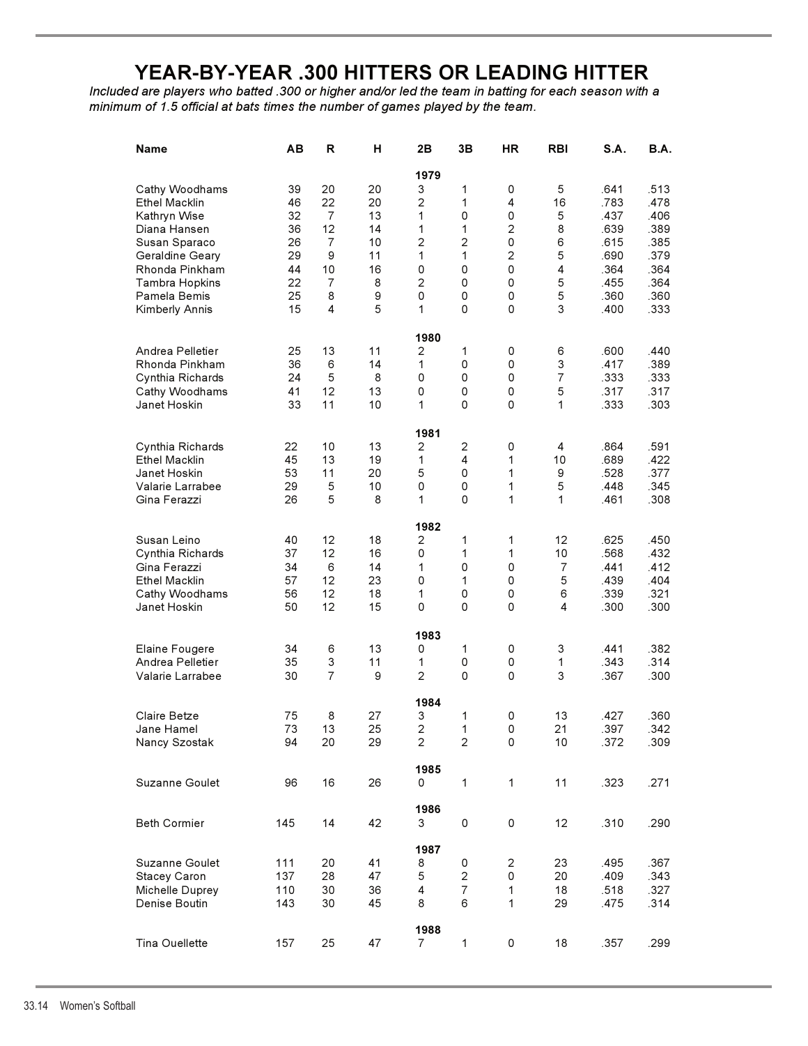# YEAR-BY-YEAR .300 HITTERS OR LEADING HITTER

*Included are players who batted .300 or higher and/or led the team in batting for each season with a minimum of 1.5 official at bats times the number of games played by the team.*

| Name | AB | R | H | 2B | 3B | HR | RBI | S.A. | B.A. |
|---|---|---|---|---|---|---|---|---|---|
| | | | | **1979** | | | | | |
| Cathy Woodhams | 39 | 20 | 20 | 3 | 1 | 0 | 5 | .641 | .513 |
| Ethel Macklin | 46 | 22 | 20 | 2 | 1 | 4 | 16 | .783 | .478 |
| Kathryn Wise | 32 | 7 | 13 | 1 | 0 | 0 | 5 | .437 | .406 |
| Diana Hansen | 36 | 12 | 14 | 1 | 1 | 2 | 8 | .639 | .389 |
| Susan Sparaco | 26 | 7 | 10 | 2 | 2 | 0 | 6 | .615 | .385 |
| Geraldine Geary | 29 | 9 | 11 | 1 | 1 | 2 | 5 | .690 | .379 |
| Rhonda Pinkham | 44 | 10 | 16 | 0 | 0 | 0 | 4 | .364 | .364 |
| Tambra Hopkins | 22 | 7 | 8 | 2 | 0 | 0 | 5 | .455 | .364 |
| Pamela Bemis | 25 | 8 | 9 | 0 | 0 | 0 | 5 | .360 | .360 |
| Kimberly Annis | 15 | 4 | 5 | 1 | 0 | 0 | 3 | .400 | .333 |
| | | | | **1980** | | | | | |
| Andrea Pelletier | 25 | 13 | 11 | 2 | 1 | 0 | 6 | .600 | .440 |
| Rhonda Pinkham | 36 | 6 | 14 | 1 | 0 | 0 | 3 | .417 | .389 |
| Cynthia Richards | 24 | 5 | 8 | 0 | 0 | 0 | 7 | .333 | .333 |
| Cathy Woodhams | 41 | 12 | 13 | 0 | 0 | 0 | 5 | .317 | .317 |
| Janet Hoskin | 33 | 11 | 10 | 1 | 0 | 0 | 1 | .333 | .303 |
| | | | | **1981** | | | | | |
| Cynthia Richards | 22 | 10 | 13 | 2 | 2 | 0 | 4 | .864 | .591 |
| Ethel Macklin | 45 | 13 | 19 | 1 | 4 | 1 | 10 | .689 | .422 |
| Janet Hoskin | 53 | 11 | 20 | 5 | 0 | 1 | 9 | .528 | .377 |
| Valarie Larrabee | 29 | 5 | 10 | 0 | 0 | 1 | 5 | .448 | .345 |
| Gina Ferazzi | 26 | 5 | 8 | 1 | 0 | 1 | 1 | .461 | .308 |
| | | | | **1982** | | | | | |
| Susan Leino | 40 | 12 | 18 | 2 | 1 | 1 | 12 | .625 | .450 |
| Cynthia Richards | 37 | 12 | 16 | 0 | 1 | 1 | 10 | .568 | .432 |
| Gina Ferazzi | 34 | 6 | 14 | 1 | 0 | 0 | 7 | .441 | .412 |
| Ethel Macklin | 57 | 12 | 23 | 0 | 1 | 0 | 5 | .439 | .404 |
| Cathy Woodhams | 56 | 12 | 18 | 1 | 0 | 0 | 6 | .339 | .321 |
| Janet Hoskin | 50 | 12 | 15 | 0 | 0 | 0 | 4 | .300 | .300 |
| | | | | **1983** | | | | | |
| Elaine Fougere | 34 | 6 | 13 | 0 | 1 | 0 | 3 | .441 | .382 |
| Andrea Pelletier | 35 | 3 | 11 | 1 | 0 | 0 | 1 | .343 | .314 |
| Valarie Larrabee | 30 | 7 | 9 | 2 | 0 | 0 | 3 | .367 | .300 |
| | | | | **1984** | | | | | |
| Claire Betze | 75 | 8 | 27 | 3 | 1 | 0 | 13 | .427 | .360 |
| Jane Hamel | 73 | 13 | 25 | 2 | 1 | 0 | 21 | .397 | .342 |
| Nancy Szostak | 94 | 20 | 29 | 2 | 2 | 0 | 10 | .372 | .309 |
| | | | | **1985** | | | | | |
| Suzanne Goulet | 96 | 16 | 26 | 0 | 1 | 1 | 11 | .323 | .271 |
| | | | | **1986** | | | | | |
| Beth Cormier | 145 | 14 | 42 | 3 | 0 | 0 | 12 | .310 | .290 |
| | | | | **1987** | | | | | |
| Suzanne Goulet | 111 | 20 | 41 | 8 | 0 | 2 | 23 | .495 | .367 |
| Stacey Caron | 137 | 28 | 47 | 5 | 2 | 0 | 20 | .409 | .343 |
| Michelle Duprey | 110 | 30 | 36 | 4 | 7 | 1 | 18 | .518 | .327 |
| Denise Boutin | 143 | 30 | 45 | 8 | 6 | 1 | 29 | .475 | .314 |
| | | | | **1988** | | | | | |
| Tina Ouellette | 157 | 25 | 47 | 7 | 1 | 0 | 18 | .357 | .299 |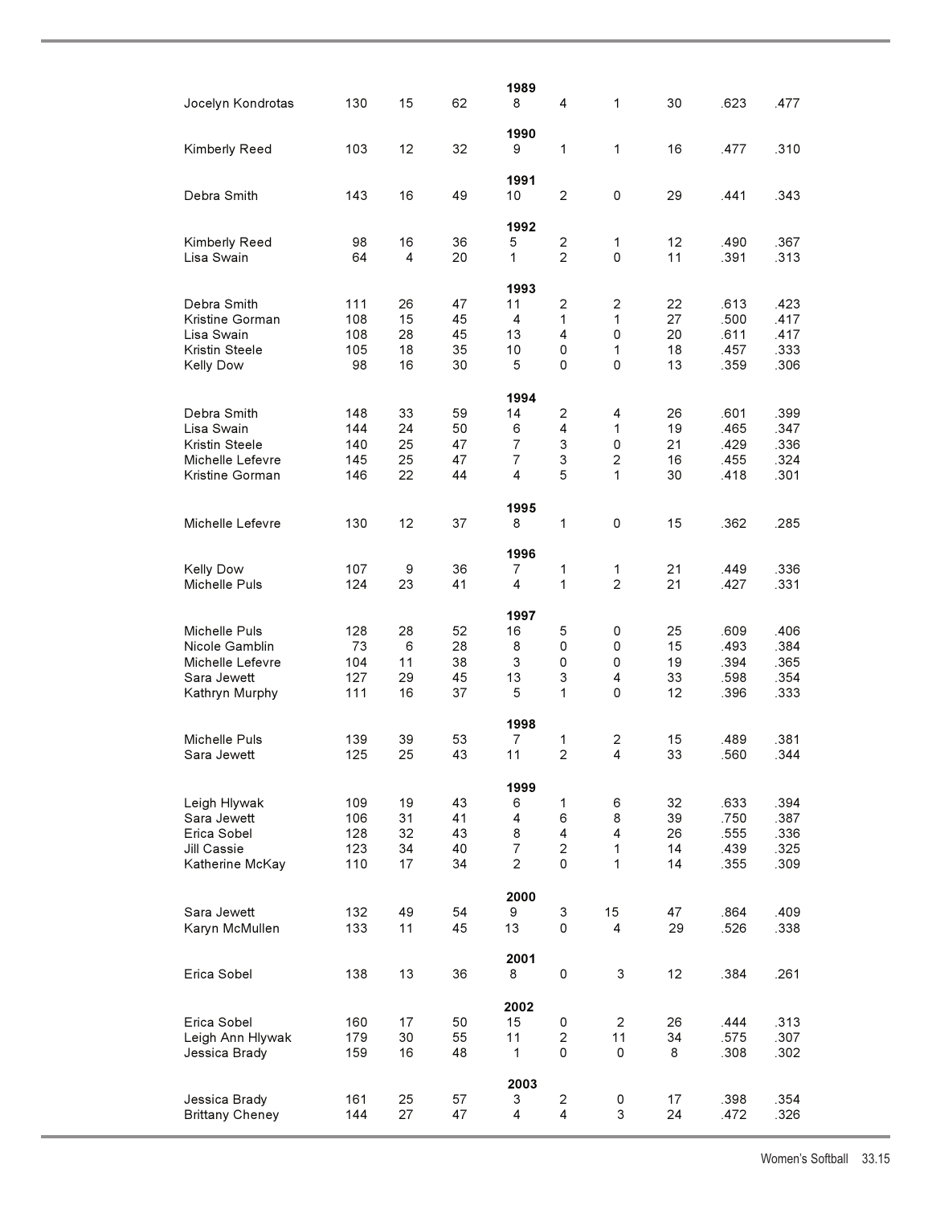| | | | | | | | | | |
|---|---|---|---|---|---|---|---|---|---|
| | | | | **1989** | | | | | |
| Jocelyn Kondrotas | 130 | 15 | 62 | 8 | 4 | 1 | 30 | .623 | .477 |
| | | | | **1990** | | | | | |
| Kimberly Reed | 103 | 12 | 32 | 9 | 1 | 1 | 16 | .477 | .310 |
| | | | | **1991** | | | | | |
| Debra Smith | 143 | 16 | 49 | 10 | 2 | 0 | 29 | .441 | .343 |
| | | | | **1992** | | | | | |
| Kimberly Reed | 98 | 16 | 36 | 5 | 2 | 1 | 12 | .490 | .367 |
| Lisa Swain | 64 | 4 | 20 | 1 | 2 | 0 | 11 | .391 | .313 |
| | | | | **1993** | | | | | |
| Debra Smith | 111 | 26 | 47 | 11 | 2 | 2 | 22 | .613 | .423 |
| Kristine Gorman | 108 | 15 | 45 | 4 | 1 | 1 | 27 | .500 | .417 |
| Lisa Swain | 108 | 28 | 45 | 13 | 4 | 0 | 20 | .611 | .417 |
| Kristin Steele | 105 | 18 | 35 | 10 | 0 | 1 | 18 | .457 | .333 |
| Kelly Dow | 98 | 16 | 30 | 5 | 0 | 0 | 13 | .359 | .306 |
| | | | | **1994** | | | | | |
| Debra Smith | 148 | 33 | 59 | 14 | 2 | 4 | 26 | .601 | .399 |
| Lisa Swain | 144 | 24 | 50 | 6 | 4 | 1 | 19 | .465 | .347 |
| Kristin Steele | 140 | 25 | 47 | 7 | 3 | 0 | 21 | .429 | .336 |
| Michelle Lefevre | 145 | 25 | 47 | 7 | 3 | 2 | 16 | .455 | .324 |
| Kristine Gorman | 146 | 22 | 44 | 4 | 5 | 1 | 30 | .418 | .301 |
| | | | | **1995** | | | | | |
| Michelle Lefevre | 130 | 12 | 37 | 8 | 1 | 0 | 15 | .362 | .285 |
| | | | | **1996** | | | | | |
| Kelly Dow | 107 | 9 | 36 | 7 | 1 | 1 | 21 | .449 | .336 |
| Michelle Puls | 124 | 23 | 41 | 4 | 1 | 2 | 21 | .427 | .331 |
| | | | | **1997** | | | | | |
| Michelle Puls | 128 | 28 | 52 | 16 | 5 | 0 | 25 | .609 | .406 |
| Nicole Gamblin | 73 | 6 | 28 | 8 | 0 | 0 | 15 | .493 | .384 |
| Michelle Lefevre | 104 | 11 | 38 | 3 | 0 | 0 | 19 | .394 | .365 |
| Sara Jewett | 127 | 29 | 45 | 13 | 3 | 4 | 33 | .598 | .354 |
| Kathryn Murphy | 111 | 16 | 37 | 5 | 1 | 0 | 12 | .396 | .333 |
| | | | | **1998** | | | | | |
| Michelle Puls | 139 | 39 | 53 | 7 | 1 | 2 | 15 | .489 | .381 |
| Sara Jewett | 125 | 25 | 43 | 11 | 2 | 4 | 33 | .560 | .344 |
| | | | | **1999** | | | | | |
| Leigh Hlywak | 109 | 19 | 43 | 6 | 1 | 6 | 32 | .633 | .394 |
| Sara Jewett | 106 | 31 | 41 | 4 | 6 | 8 | 39 | .750 | .387 |
| Erica Sobel | 128 | 32 | 43 | 8 | 4 | 4 | 26 | .555 | .336 |
| Jill Cassie | 123 | 34 | 40 | 7 | 2 | 1 | 14 | .439 | .325 |
| Katherine McKay | 110 | 17 | 34 | 2 | 0 | 1 | 14 | .355 | .309 |
| | | | | **2000** | | | | | |
| Sara Jewett | 132 | 49 | 54 | 9 | 3 | 15 | 47 | .864 | .409 |
| Karyn McMullen | 133 | 11 | 45 | 13 | 0 | 4 | 29 | .526 | .338 |
| | | | | **2001** | | | | | |
| Erica Sobel | 138 | 13 | 36 | 8 | 0 | 3 | 12 | .384 | .261 |
| | | | | **2002** | | | | | |
| Erica Sobel | 160 | 17 | 50 | 15 | 0 | 2 | 26 | .444 | .313 |
| Leigh Ann Hlywak | 179 | 30 | 55 | 11 | 2 | 11 | 34 | .575 | .307 |
| Jessica Brady | 159 | 16 | 48 | 1 | 0 | 0 | 8 | .308 | .302 |
| | | | | **2003** | | | | | |
| Jessica Brady | 161 | 25 | 57 | 3 | 2 | 0 | 17 | .398 | .354 |
| Brittany Cheney | 144 | 27 | 47 | 4 | 4 | 3 | 24 | .472 | .326 |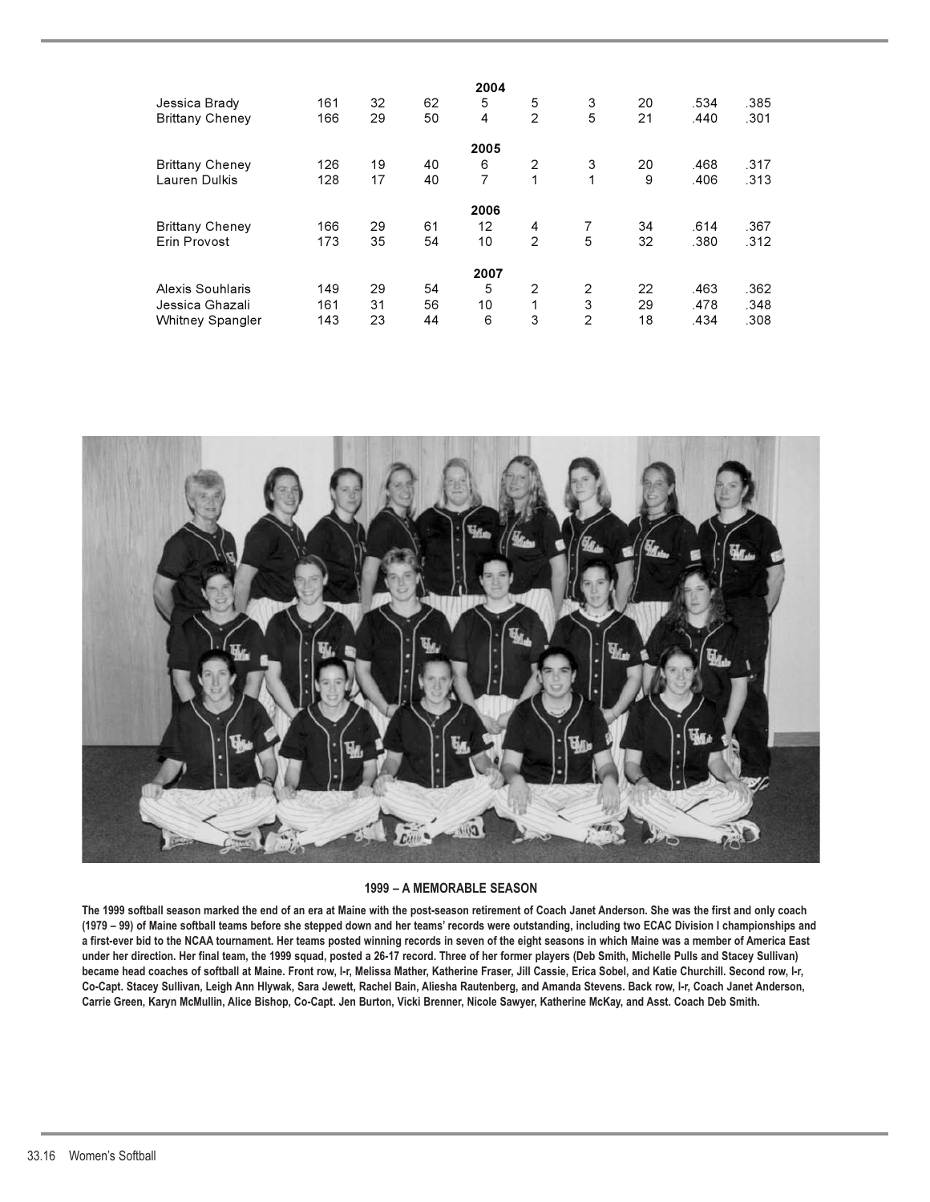| | | | | | | | | | |
|---|---|---|---|---|---|---|---|---|---|
| | | | | **2004** | | | | | |
| Jessica Brady | 161 | 32 | 62 | 5 | 5 | 3 | 20 | .534 | .385 |
| Brittany Cheney | 166 | 29 | 50 | 4 | 2 | 5 | 21 | .440 | .301 |
| | | | | **2005** | | | | | |
| Brittany Cheney | 126 | 19 | 40 | 6 | 2 | 3 | 20 | .468 | .317 |
| Lauren Dulkis | 128 | 17 | 40 | 7 | 1 | 1 | 9 | .406 | .313 |
| | | | | **2006** | | | | | |
| Brittany Cheney | 166 | 29 | 61 | 12 | 4 | 7 | 34 | .614 | .367 |
| Erin Provost | 173 | 35 | 54 | 10 | 2 | 5 | 32 | .380 | .312 |
| | | | | **2007** | | | | | |
| Alexis Souhlaris | 149 | 29 | 54 | 5 | 2 | 2 | 22 | .463 | .362 |
| Jessica Ghazali | 161 | 31 | 56 | 10 | 1 | 3 | 29 | .478 | .348 |
| Whitney Spangler | 143 | 23 | 44 | 6 | 3 | 2 | 18 | .434 | .308 |

**1999 – A MEMORABLE SEASON**

**The 1999 softball season marked the end of an era at Maine with the post-season retirement of Coach Janet Anderson. She was the first and only coach (1979 – 99) of Maine softball teams before she stepped down and her teams' records were outstanding, including two ECAC Division I championships and a first-ever bid to the NCAA tournament. Her teams posted winning records in seven of the eight seasons in which Maine was a member of America East under her direction. Her final team, the 1999 squad, posted a 26-17 record. Three of her former players (Deb Smith, Michelle Pulls and Stacey Sullivan) became head coaches of softball at Maine. Front row, l-r, Melissa Mather, Katherine Fraser, Jill Cassie, Erica Sobel, and Katie Churchill. Second row, l-r, Co-Capt. Stacey Sullivan, Leigh Ann Hlywak, Sara Jewett, Rachel Bain, Aliesha Rautenberg, and Amanda Stevens. Back row, l-r, Coach Janet Anderson, Carrie Green, Karyn McMullin, Alice Bishop, Co-Capt. Jen Burton, Vicki Brenner, Nicole Sawyer, Katherine McKay, and Asst. Coach Deb Smith.**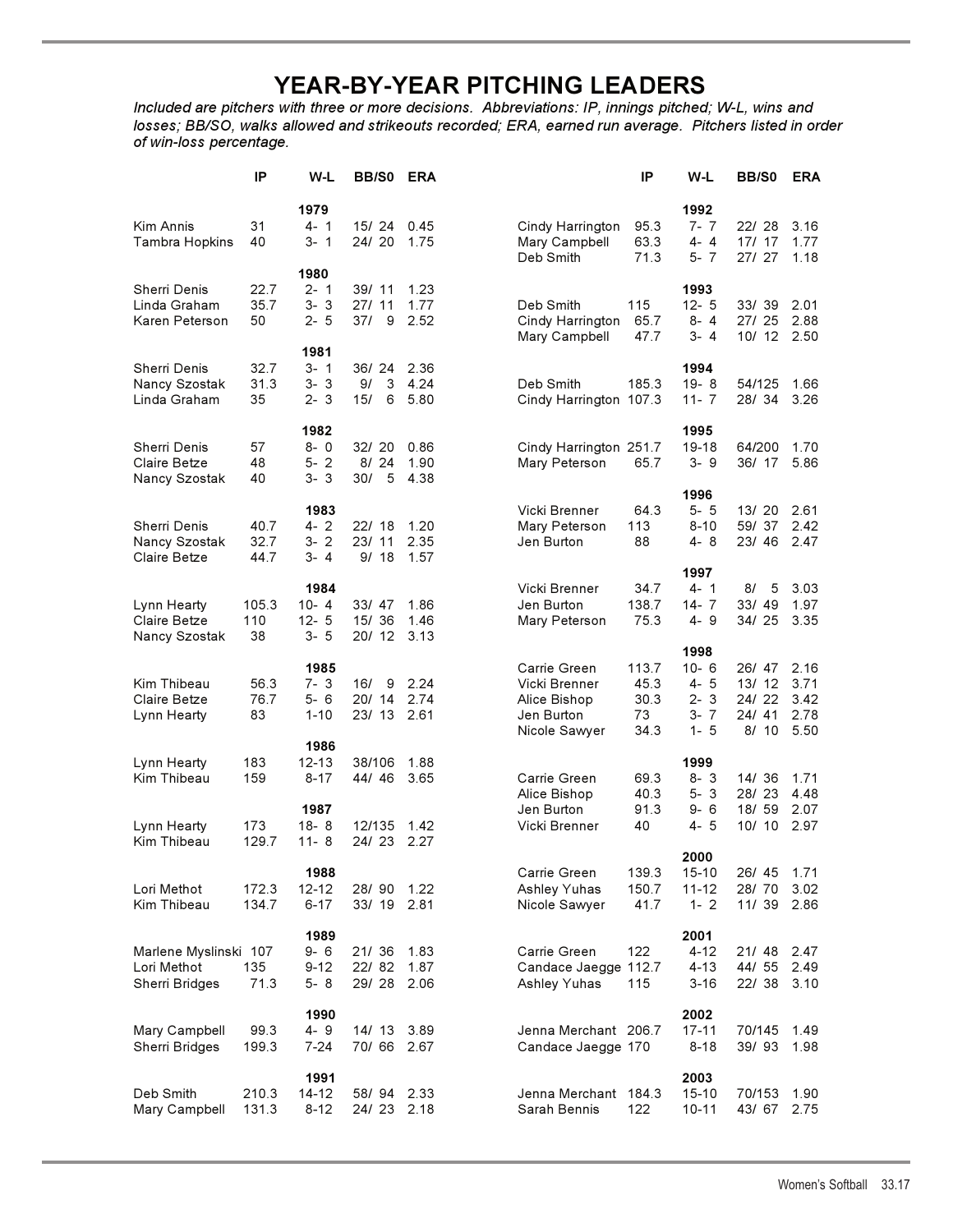# YEAR-BY-YEAR PITCHING LEADERS

*Included are pitchers with three or more decisions. Abbreviations: IP, innings pitched; W-L, wins and losses; BB/SO, walks allowed and strikeouts recorded; ERA, earned run average. Pitchers listed in order of win-loss percentage.*

| | IP | W-L | BB/S0 | ERA |
|---|---|---|---|---|
| **1979** | | | | |
| Kim Annis | 31 | 4- 1 | 15/ 24 | 0.45 |
| Tambra Hopkins | 40 | 3- 1 | 24/ 20 | 1.75 |
| **1980** | | | | |
| Sherri Denis | 22.7 | 2- 1 | 39/ 11 | 1.23 |
| Linda Graham | 35.7 | 3- 3 | 27/ 11 | 1.77 |
| Karen Peterson | 50 | 2- 5 | 37/ 9 | 2.52 |
| **1981** | | | | |
| Sherri Denis | 32.7 | 3- 1 | 36/ 24 | 2.36 |
| Nancy Szostak | 31.3 | 3- 3 | 9/ 3 | 4.24 |
| Linda Graham | 35 | 2- 3 | 15/ 6 | 5.80 |
| **1982** | | | | |
| Sherri Denis | 57 | 8- 0 | 32/ 20 | 0.86 |
| Claire Betze | 48 | 5- 2 | 8/ 24 | 1.90 |
| Nancy Szostak | 40 | 3- 3 | 30/ 5 | 4.38 |
| **1983** | | | | |
| Sherri Denis | 40.7 | 4- 2 | 22/ 18 | 1.20 |
| Nancy Szostak | 32.7 | 3- 2 | 23/ 11 | 2.35 |
| Claire Betze | 44.7 | 3- 4 | 9/ 18 | 1.57 |
| **1984** | | | | |
| Lynn Hearty | 105.3 | 10- 4 | 33/ 47 | 1.86 |
| Claire Betze | 110 | 12- 5 | 15/ 36 | 1.46 |
| Nancy Szostak | 38 | 3- 5 | 20/ 12 | 3.13 |
| **1985** | | | | |
| Kim Thibeau | 56.3 | 7- 3 | 16/ 9 | 2.24 |
| Claire Betze | 76.7 | 5- 6 | 20/ 14 | 2.74 |
| Lynn Hearty | 83 | 1-10 | 23/ 13 | 2.61 |
| **1986** | | | | |
| Lynn Hearty | 183 | 12-13 | 38/106 | 1.88 |
| Kim Thibeau | 159 | 8-17 | 44/ 46 | 3.65 |
| **1987** | | | | |
| Lynn Hearty | 173 | 18- 8 | 12/135 | 1.42 |
| Kim Thibeau | 129.7 | 11- 8 | 24/ 23 | 2.27 |
| **1988** | | | | |
| Lori Methot | 172.3 | 12-12 | 28/ 90 | 1.22 |
| Kim Thibeau | 134.7 | 6-17 | 33/ 19 | 2.81 |
| **1989** | | | | |
| Marlene Myslinski | 107 | 9- 6 | 21/ 36 | 1.83 |
| Lori Methot | 135 | 9-12 | 22/ 82 | 1.87 |
| Sherri Bridges | 71.3 | 5- 8 | 29/ 28 | 2.06 |
| **1990** | | | | |
| Mary Campbell | 99.3 | 4- 9 | 14/ 13 | 3.89 |
| Sherri Bridges | 199.3 | 7-24 | 70/ 66 | 2.67 |
| **1991** | | | | |
| Deb Smith | 210.3 | 14-12 | 58/ 94 | 2.33 |
| Mary Campbell | 131.3 | 8-12 | 24/ 23 | 2.18 |
| **1992** | | | | |
| Cindy Harrington | 95.3 | 7- 7 | 22/ 28 | 3.16 |
| Mary Campbell | 63.3 | 4- 4 | 17/ 17 | 1.77 |
| Deb Smith | 71.3 | 5- 7 | 27/ 27 | 1.18 |
| **1993** | | | | |
| Deb Smith | 115 | 12- 5 | 33/ 39 | 2.01 |
| Cindy Harrington | 65.7 | 8- 4 | 27/ 25 | 2.88 |
| Mary Campbell | 47.7 | 3- 4 | 10/ 12 | 2.50 |
| **1994** | | | | |
| Deb Smith | 185.3 | 19- 8 | 54/125 | 1.66 |
| Cindy Harrington | 107.3 | 11- 7 | 28/ 34 | 3.26 |
| **1995** | | | | |
| Cindy Harrington | 251.7 | 19-18 | 64/200 | 1.70 |
| Mary Peterson | 65.7 | 3- 9 | 36/ 17 | 5.86 |
| **1996** | | | | |
| Vicki Brenner | 64.3 | 5- 5 | 13/ 20 | 2.61 |
| Mary Peterson | 113 | 8-10 | 59/ 37 | 2.42 |
| Jen Burton | 88 | 4- 8 | 23/ 46 | 2.47 |
| **1997** | | | | |
| Vicki Brenner | 34.7 | 4- 1 | 8/ 5 | 3.03 |
| Jen Burton | 138.7 | 14- 7 | 33/ 49 | 1.97 |
| Mary Peterson | 75.3 | 4- 9 | 34/ 25 | 3.35 |
| **1998** | | | | |
| Carrie Green | 113.7 | 10- 6 | 26/ 47 | 2.16 |
| Vicki Brenner | 45.3 | 4- 5 | 13/ 12 | 3.71 |
| Alice Bishop | 30.3 | 2- 3 | 24/ 22 | 3.42 |
| Jen Burton | 73 | 3- 7 | 24/ 41 | 2.78 |
| Nicole Sawyer | 34.3 | 1- 5 | 8/ 10 | 5.50 |
| **1999** | | | | |
| Carrie Green | 69.3 | 8- 3 | 14/ 36 | 1.71 |
| Alice Bishop | 40.3 | 5- 3 | 28/ 23 | 4.48 |
| Jen Burton | 91.3 | 9- 6 | 18/ 59 | 2.07 |
| Vicki Brenner | 40 | 4- 5 | 10/ 10 | 2.97 |
| **2000** | | | | |
| Carrie Green | 139.3 | 15-10 | 26/ 45 | 1.71 |
| Ashley Yuhas | 150.7 | 11-12 | 28/ 70 | 3.02 |
| Nicole Sawyer | 41.7 | 1- 2 | 11/ 39 | 2.86 |
| **2001** | | | | |
| Carrie Green | 122 | 4-12 | 21/ 48 | 2.47 |
| Candace Jaegge | 112.7 | 4-13 | 44/ 55 | 2.49 |
| Ashley Yuhas | 115 | 3-16 | 22/ 38 | 3.10 |
| **2002** | | | | |
| Jenna Merchant | 206.7 | 17-11 | 70/145 | 1.49 |
| Candace Jaegge | 170 | 8-18 | 39/ 93 | 1.98 |
| **2003** | | | | |
| Jenna Merchant | 184.3 | 15-10 | 70/153 | 1.90 |
| Sarah Bennis | 122 | 10-11 | 43/ 67 | 2.75 |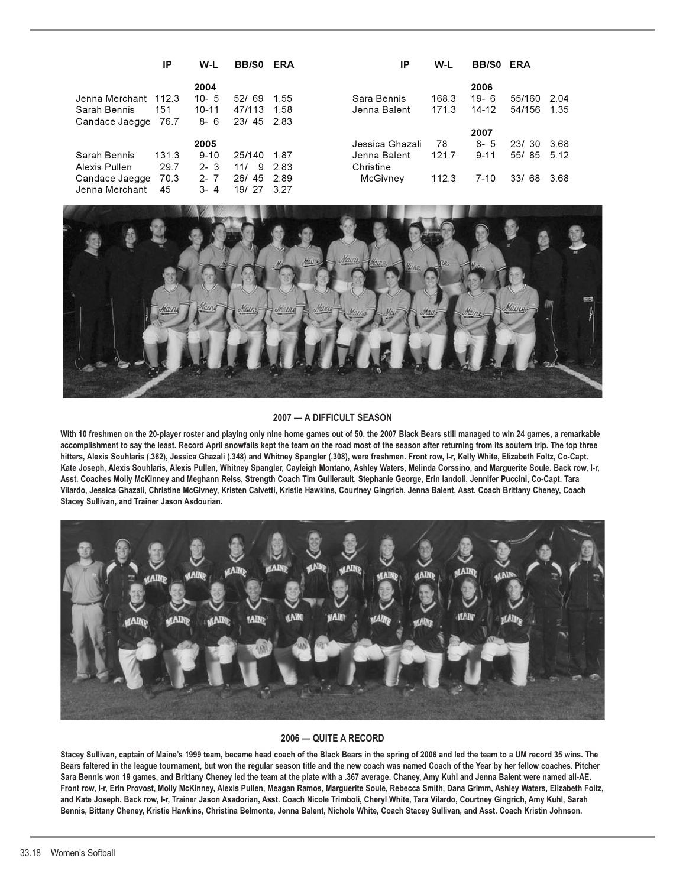| | IP | W-L | BB/S0 | ERA |
|---|---|---|---|---|
| **2004** | | | | |
| Jenna Merchant | 112.3 | 10- 5 | 52/ 69 | 1.55 |
| Sarah Bennis | 151 | 10-11 | 47/113 | 1.58 |
| Candace Jaegge | 76.7 | 8- 6 | 23/ 45 | 2.83 |
| **2005** | | | | |
| Sarah Bennis | 131.3 | 9-10 | 25/140 | 1.87 |
| Alexis Pullen | 29.7 | 2- 3 | 11/ 9 | 2.83 |
| Candace Jaegge | 70.3 | 2- 7 | 26/ 45 | 2.89 |
| Jenna Merchant | 45 | 3- 4 | 19/ 27 | 3.27 |

| | IP | W-L | BB/S0 | ERA |
|---|---|---|---|---|
| **2006** | | | | |
| Sara Bennis | 168.3 | 19- 6 | 55/160 | 2.04 |
| Jenna Balent | 171.3 | 14-12 | 54/156 | 1.35 |
| **2007** | | | | |
| Jessica Ghazali | 78 | 8- 5 | 23/ 30 | 3.68 |
| Jenna Balent | 121.7 | 9-11 | 55/ 85 | 5.12 |
| Christine McGivney | 112.3 | 7-10 | 33/ 68 | 3.68 |

**2007 — A DIFFICULT SEASON**

**With 10 freshmen on the 20-player roster and playing only nine home games out of 50, the 2007 Black Bears still managed to win 24 games, a remarkable accomplishment to say the least. Record April snowfalls kept the team on the road most of the season after returning from its soutern trip. The top three hitters, Alexis Souhlaris (.362), Jessica Ghazali (.348) and Whitney Spangler (.308), were freshmen. Front row, l-r, Kelly White, Elizabeth Foltz, Co-Capt. Kate Joseph, Alexis Souhlaris, Alexis Pullen, Whitney Spangler, Cayleigh Montano, Ashley Waters, Melinda Corssino, and Marguerite Soule. Back row, l-r, Asst. Coaches Molly McKinney and Meghann Reiss, Strength Coach Tim Guillerault, Stephanie George, Erin Iandoli, Jennifer Puccini, Co-Capt. Tara Vilardo, Jessica Ghazali, Christine McGivney, Kristen Calvetti, Kristie Hawkins, Courtney Gingrich, Jenna Balent, Asst. Coach Brittany Cheney, Coach Stacey Sullivan, and Trainer Jason Asdourian.**

**2006 — QUITE A RECORD**

**Stacey Sullivan, captain of Maine's 1999 team, became head coach of the Black Bears in the spring of 2006 and led the team to a UM record 35 wins. The Bears faltered in the league tournament, but won the regular season title and the new coach was named Coach of the Year by her fellow coaches. Pitcher Sara Bennis won 19 games, and Brittany Cheney led the team at the plate with a .367 average. Chaney, Amy Kuhl and Jenna Balent were named all-AE. Front row, l-r, Erin Provost, Molly McKinney, Alexis Pullen, Meagan Ramos, Marguerite Soule, Rebecca Smith, Dana Grimm, Ashley Waters, Elizabeth Foltz, and Kate Joseph. Back row, l-r, Trainer Jason Asadorian, Asst. Coach Nicole Trimboli, Cheryl White, Tara Vilardo, Courtney Gingrich, Amy Kuhl, Sarah Bennis, Bittany Cheney, Kristie Hawkins, Christina Belmonte, Jenna Balent, Nichole White, Coach Stacey Sullivan, and Asst. Coach Kristin Johnson.**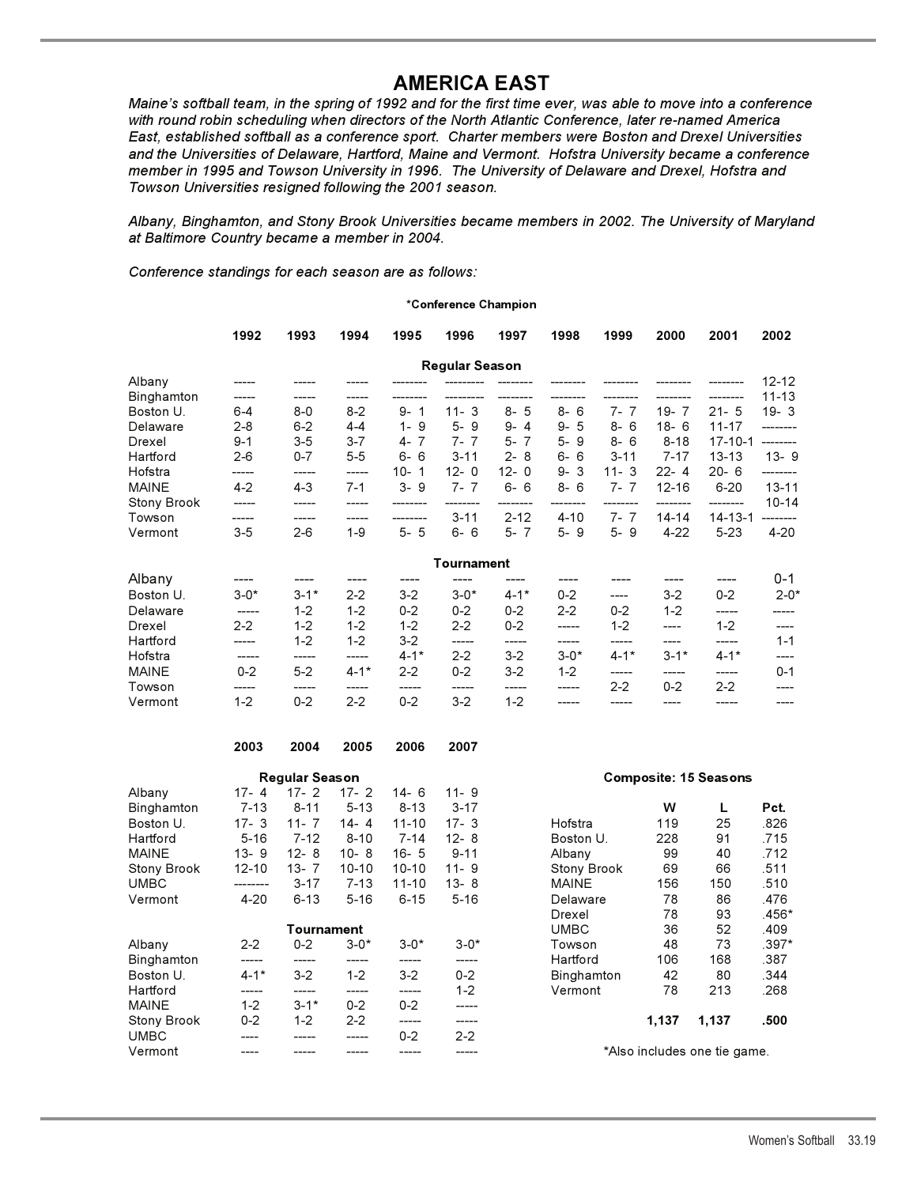# AMERICA EAST

*Maine's softball team, in the spring of 1992 and for the first time ever, was able to move into a conference with round robin scheduling when directors of the North Atlantic Conference, later re-named America East, established softball as a conference sport. Charter members were Boston and Drexel Universities and the Universities of Delaware, Hartford, Maine and Vermont. Hofstra University became a conference member in 1995 and Towson University in 1996. The University of Delaware and Drexel, Hofstra and Towson Universities resigned following the 2001 season.*

*Albany, Binghamton, and Stony Brook Universities became members in 2002. The University of Maryland at Baltimore Country became a member in 2004.*

*Conference standings for each season are as follows:*

*Conference Champion

| | 1992 | 1993 | 1994 | 1995 | 1996 | 1997 | 1998 | 1999 | 2000 | 2001 | 2002 |
|---|---|---|---|---|---|---|---|---|---|---|---|
| **Regular Season** | | | | | | | | | | | |
| Albany | ----- | ----- | ----- | -------- | -------- | -------- | -------- | -------- | -------- | -------- | 12-12 |
| Binghamton | ----- | ----- | ----- | -------- | -------- | -------- | -------- | -------- | -------- | -------- | 11-13 |
| Boston U. | 6-4 | 8-0 | 8-2 | 9- 1 | 11- 3 | 8- 5 | 8- 6 | 7- 7 | 19- 7 | 21- 5 | 19- 3 |
| Delaware | 2-8 | 6-2 | 4-4 | 1- 9 | 5- 9 | 9- 4 | 9- 5 | 8- 6 | 18- 6 | 11-17 | -------- |
| Drexel | 9-1 | 3-5 | 3-7 | 4- 7 | 7- 7 | 5- 7 | 5- 9 | 8- 6 | 8-18 | 17-10-1 | -------- |
| Hartford | 2-6 | 0-7 | 5-5 | 6- 6 | 3-11 | 2- 8 | 6- 6 | 3-11 | 7-17 | 13-13 | 13- 9 |
| Hofstra | ----- | ----- | ----- | 10- 1 | 12- 0 | 12- 0 | 9- 3 | 11- 3 | 22- 4 | 20- 6 | -------- |
| MAINE | 4-2 | 4-3 | 7-1 | 3- 9 | 7- 7 | 6- 6 | 8- 6 | 7- 7 | 12-16 | 6-20 | 13-11 |
| Stony Brook | ----- | ----- | ----- | -------- | -------- | -------- | -------- | -------- | -------- | -------- | 10-14 |
| Towson | ----- | ----- | ----- | -------- | 3-11 | 2-12 | 4-10 | 7- 7 | 14-14 | 14-13-1 | -------- |
| Vermont | 3-5 | 2-6 | 1-9 | 5- 5 | 6- 6 | 5- 7 | 5- 9 | 5- 9 | 4-22 | 5-23 | 4-20 |
| **Tournament** | | | | | | | | | | | |
| Albany | ---- | ---- | ---- | ---- | ---- | ---- | ---- | ---- | ---- | ---- | 0-1 |
| Boston U. | 3-0* | 3-1* | 2-2 | 3-2 | 3-0* | 4-1* | 0-2 | ---- | 3-2 | 0-2 | 2-0* |
| Delaware | ----- | 1-2 | 1-2 | 0-2 | 0-2 | 0-2 | 2-2 | 0-2 | 1-2 | ----- | ----- |
| Drexel | 2-2 | 1-2 | 1-2 | 1-2 | 2-2 | 0-2 | ----- | 1-2 | ---- | 1-2 | ---- |
| Hartford | ----- | 1-2 | 1-2 | 3-2 | ----- | ----- | ----- | ----- | ---- | ----- | 1-1 |
| Hofstra | ----- | ----- | ----- | 4-1* | 2-2 | 3-2 | 3-0* | 4-1* | 3-1* | 4-1* | ---- |
| MAINE | 0-2 | 5-2 | 4-1* | 2-2 | 0-2 | 3-2 | 1-2 | ----- | ----- | ----- | 0-1 |
| Towson | ----- | ----- | ----- | ----- | ----- | ----- | ----- | 2-2 | 0-2 | 2-2 | ---- |
| Vermont | 1-2 | 0-2 | 2-2 | 0-2 | 3-2 | 1-2 | ----- | ----- | ---- | ----- | ---- |

| | 2003 | 2004 | 2005 | 2006 | 2007 |
|---|---|---|---|---|---|
| **Regular Season** | | | | | |
| Albany | 17- 4 | 17- 2 | 17- 2 | 14- 6 | 11- 9 |
| Binghamton | 7-13 | 8-11 | 5-13 | 8-13 | 3-17 |
| Boston U. | 17- 3 | 11- 7 | 14- 4 | 11-10 | 17- 3 |
| Hartford | 5-16 | 7-12 | 8-10 | 7-14 | 12- 8 |
| MAINE | 13- 9 | 12- 8 | 10- 8 | 16- 5 | 9-11 |
| Stony Brook | 12-10 | 13- 7 | 10-10 | 10-10 | 11- 9 |
| UMBC | -------- | 3-17 | 7-13 | 11-10 | 13- 8 |
| Vermont | 4-20 | 6-13 | 5-16 | 6-15 | 5-16 |
| **Tournament** | | | | | |
| Albany | 2-2 | 0-2 | 3-0* | 3-0* | 3-0* |
| Binghamton | ----- | ----- | ----- | ----- | ----- |
| Boston U. | 4-1* | 3-2 | 1-2 | 3-2 | 0-2 |
| Hartford | ----- | ----- | ----- | ----- | 1-2 |
| MAINE | 1-2 | 3-1* | 0-2 | 0-2 | ----- |
| Stony Brook | 0-2 | 1-2 | 2-2 | ----- | ----- |
| UMBC | ---- | ----- | ----- | 0-2 | 2-2 |
| Vermont | ---- | ----- | ----- | ----- | ----- |

**Composite: 15 Seasons**

| | W | L | Pct. |
|---|---|---|---|
| Hofstra | 119 | 25 | .826 |
| Boston U. | 228 | 91 | .715 |
| Albany | 99 | 40 | .712 |
| Stony Brook | 69 | 66 | .511 |
| MAINE | 156 | 150 | .510 |
| Delaware | 78 | 86 | .476 |
| Drexel | 78 | 93 | .456* |
| UMBC | 36 | 52 | .409 |
| Towson | 48 | 73 | .397* |
| Hartford | 106 | 168 | .387 |
| Binghamton | 42 | 80 | .344 |
| Vermont | 78 | 213 | .268 |
| | **1,137** | **1,137** | **.500** |

*Also includes one tie game.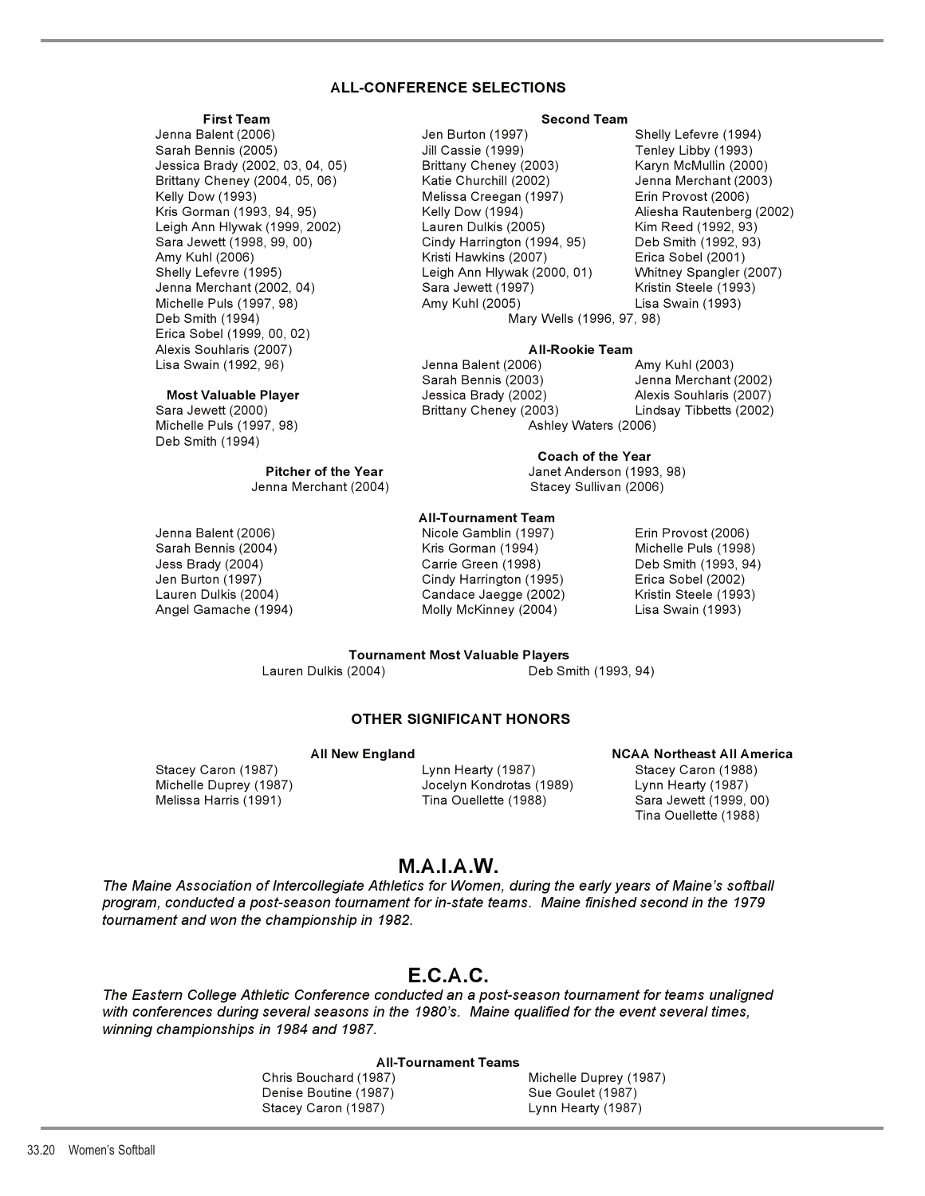## ALL-CONFERENCE SELECTIONS

### First Team

- Jenna Balent (2006)
- Sarah Bennis (2005)
- Jessica Brady (2002, 03, 04, 05)
- Brittany Cheney (2004, 05, 06)
- Kelly Dow (1993)
- Kris Gorman (1993, 94, 95)
- Leigh Ann Hlywak (1999, 2002)
- Sara Jewett (1998, 99, 00)
- Amy Kuhl (2006)
- Shelly Lefevre (1995)
- Jenna Merchant (2002, 04)
- Michelle Puls (1997, 98)
- Deb Smith (1994)
- Erica Sobel (1999, 00, 02)
- Alexis Souhlaris (2007)
- Lisa Swain (1992, 96)

### Second Team

- Jen Burton (1997)
- Jill Cassie (1999)
- Brittany Cheney (2003)
- Katie Churchill (2002)
- Melissa Creegan (1997)
- Kelly Dow (1994)
- Lauren Dulkis (2005)
- Cindy Harrington (1994, 95)
- Kristi Hawkins (2007)
- Leigh Ann Hlywak (2000, 01)
- Sara Jewett (1997)
- Amy Kuhl (2005)
- Shelly Lefevre (1994)
- Tenley Libby (1993)
- Karyn McMullin (2000)
- Jenna Merchant (2003)
- Erin Provost (2006)
- Aliesha Rautenberg (2002)
- Kim Reed (1992, 93)
- Deb Smith (1992, 93)
- Erica Sobel (2001)
- Whitney Spangler (2007)
- Kristin Steele (1993)
- Lisa Swain (1993)
- Mary Wells (1996, 97, 98)

### Most Valuable Player

- Sara Jewett (2000)
- Michelle Puls (1997, 98)
- Deb Smith (1994)

### All-Rookie Team

- Jenna Balent (2006)
- Sarah Bennis (2003)
- Jessica Brady (2002)
- Brittany Cheney (2003)
- Amy Kuhl (2003)
- Jenna Merchant (2002)
- Alexis Souhlaris (2007)
- Lindsay Tibbetts (2002)
- Ashley Waters (2006)

### Pitcher of the Year

- Jenna Merchant (2004)

### Coach of the Year

- Janet Anderson (1993, 98)
- Stacey Sullivan (2006)

### All-Tournament Team

- Jenna Balent (2006)
- Sarah Bennis (2004)
- Jess Brady (2004)
- Jen Burton (1997)
- Lauren Dulkis (2004)
- Angel Gamache (1994)
- Nicole Gamblin (1997)
- Kris Gorman (1994)
- Carrie Green (1998)
- Cindy Harrington (1995)
- Candace Jaegge (2002)
- Molly McKinney (2004)
- Erin Provost (2006)
- Michelle Puls (1998)
- Deb Smith (1993, 94)
- Erica Sobel (2002)
- Kristin Steele (1993)
- Lisa Swain (1993)

### Tournament Most Valuable Players

- Lauren Dulkis (2004)
- Deb Smith (1993, 94)

## OTHER SIGNIFICANT HONORS

### All New England

- Stacey Caron (1987)
- Michelle Duprey (1987)
- Melissa Harris (1991)
- Lynn Hearty (1987)
- Jocelyn Kondrotas (1989)
- Tina Ouellette (1988)

### NCAA Northeast All America

- Stacey Caron (1988)
- Lynn Hearty (1987)
- Sara Jewett (1999, 00)
- Tina Ouellette (1988)

## M.A.I.A.W.

*The Maine Association of Intercollegiate Athletics for Women, during the early years of Maine's softball program, conducted a post-season tournament for in-state teams. Maine finished second in the 1979 tournament and won the championship in 1982.*

## E.C.A.C.

*The Eastern College Athletic Conference conducted an a post-season tournament for teams unaligned with conferences during several seasons in the 1980's. Maine qualified for the event several times, winning championships in 1984 and 1987.*

### All-Tournament Teams

- Chris Bouchard (1987)
- Denise Boutine (1987)
- Stacey Caron (1987)
- Michelle Duprey (1987)
- Sue Goulet (1987)
- Lynn Hearty (1987)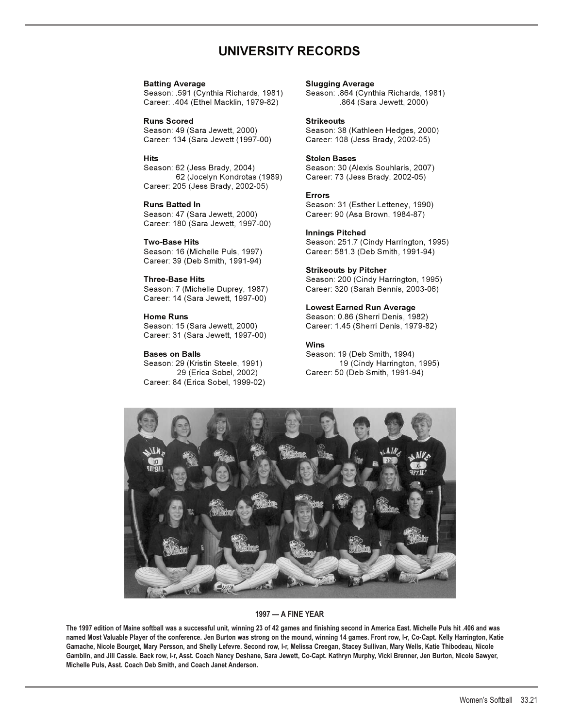# UNIVERSITY RECORDS

**Batting Average**
Season: .591 (Cynthia Richards, 1981)
Career: .404 (Ethel Macklin, 1979-82)

**Runs Scored**
Season: 49 (Sara Jewett, 2000)
Career: 134 (Sara Jewett (1997-00)

**Hits**
Season: 62 (Jess Brady, 2004)
62 (Jocelyn Kondrotas (1989)
Career: 205 (Jess Brady, 2002-05)

**Runs Batted In**
Season: 47 (Sara Jewett, 2000)
Career: 180 (Sara Jewett, 1997-00)

**Two-Base Hits**
Season: 16 (Michelle Puls, 1997)
Career: 39 (Deb Smith, 1991-94)

**Three-Base Hits**
Season: 7 (Michelle Duprey, 1987)
Career: 14 (Sara Jewett, 1997-00)

**Home Runs**
Season: 15 (Sara Jewett, 2000)
Career: 31 (Sara Jewett, 1997-00)

**Bases on Balls**
Season: 29 (Kristin Steele, 1991)
29 (Erica Sobel, 2002)
Career: 84 (Erica Sobel, 1999-02)

**Slugging Average**
Season: .864 (Cynthia Richards, 1981)
.864 (Sara Jewett, 2000)

**Strikeouts**
Season: 38 (Kathleen Hedges, 2000)
Career: 108 (Jess Brady, 2002-05)

**Stolen Bases**
Season: 30 (Alexis Souhlaris, 2007)
Career: 73 (Jess Brady, 2002-05)

**Errors**
Season: 31 (Esther Letteney, 1990)
Career: 90 (Asa Brown, 1984-87)

**Innings Pitched**
Season: 251.7 (Cindy Harrington, 1995)
Career: 581.3 (Deb Smith, 1991-94)

**Strikeouts by Pitcher**
Season: 200 (Cindy Harrington, 1995)
Career: 320 (Sarah Bennis, 2003-06)

**Lowest Earned Run Average**
Season: 0.86 (Sherri Denis, 1982)
Career: 1.45 (Sherri Denis, 1979-82)

**Wins**
Season: 19 (Deb Smith, 1994)
19 (Cindy Harrington, 1995)
Career: 50 (Deb Smith, 1991-94)

**1997 — A FINE YEAR**

**The 1997 edition of Maine softball was a successful unit, winning 23 of 42 games and finishing second in America East. Michelle Puls hit .406 and was named Most Valuable Player of the conference. Jen Burton was strong on the mound, winning 14 games. Front row, l-r, Co-Capt. Kelly Harrington, Katie Gamache, Nicole Bourget, Mary Persson, and Shelly Lefevre. Second row, l-r, Melissa Creegan, Stacey Sullivan, Mary Wells, Katie Thibodeau, Nicole Gamblin, and Jill Cassie. Back row, l-r, Asst. Coach Nancy Deshane, Sara Jewett, Co-Capt. Kathryn Murphy, Vicki Brenner, Jen Burton, Nicole Sawyer, Michelle Puls, Asst. Coach Deb Smith, and Coach Janet Anderson.**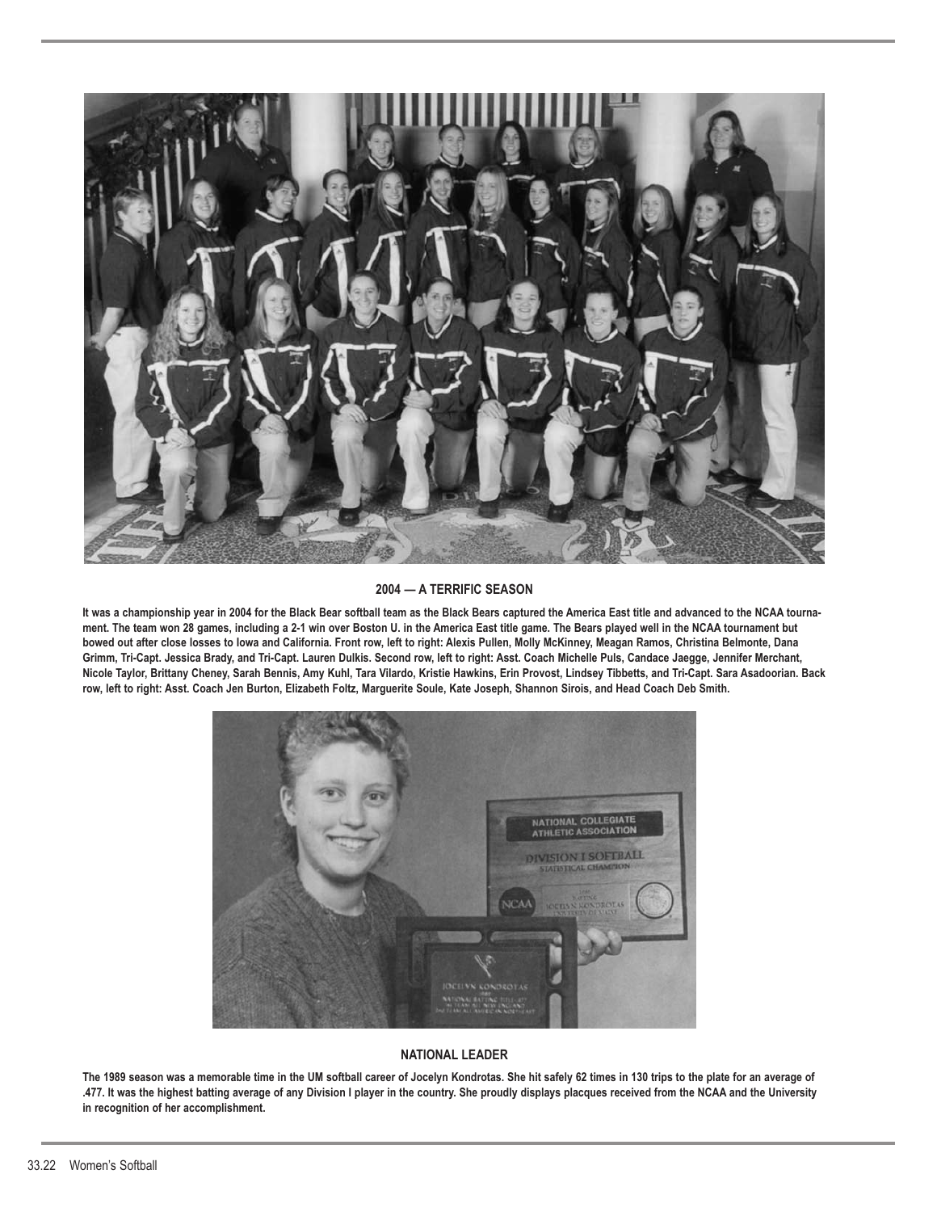### 2004 — A TERRIFIC SEASON

**It was a championship year in 2004 for the Black Bear softball team as the Black Bears captured the America East title and advanced to the NCAA tournament. The team won 28 games, including a 2-1 win over Boston U. in the America East title game. The Bears played well in the NCAA tournament but bowed out after close losses to Iowa and California. Front row, left to right: Alexis Pullen, Molly McKinney, Meagan Ramos, Christina Belmonte, Dana Grimm, Tri-Capt. Jessica Brady, and Tri-Capt. Lauren Dulkis. Second row, left to right: Asst. Coach Michelle Puls, Candace Jaegge, Jennifer Merchant, Nicole Taylor, Brittany Cheney, Sarah Bennis, Amy Kuhl, Tara Vilardo, Kristie Hawkins, Erin Provost, Lindsey Tibbetts, and Tri-Capt. Sara Asadoorian. Back row, left to right: Asst. Coach Jen Burton, Elizabeth Foltz, Marguerite Soule, Kate Joseph, Shannon Sirois, and Head Coach Deb Smith.**

### NATIONAL LEADER

**The 1989 season was a memorable time in the UM softball career of Jocelyn Kondrotas. She hit safely 62 times in 130 trips to the plate for an average of .477. It was the highest batting average of any Division I player in the country. She proudly displays placques received from the NCAA and the University in recognition of her accomplishment.**